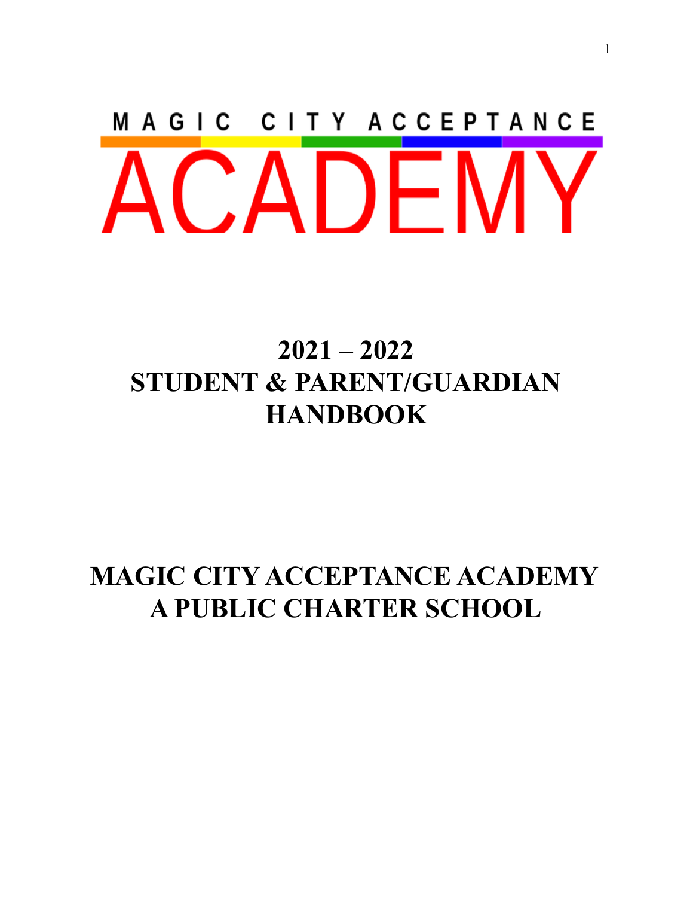MAGIC CITY ACCEPTANCE

# ACADEMY

# 2021 – 2022
# STUDENT & PARENT/GUARDIAN HANDBOOK

# MAGIC CITY ACCEPTANCE ACADEMY
# A PUBLIC CHARTER SCHOOL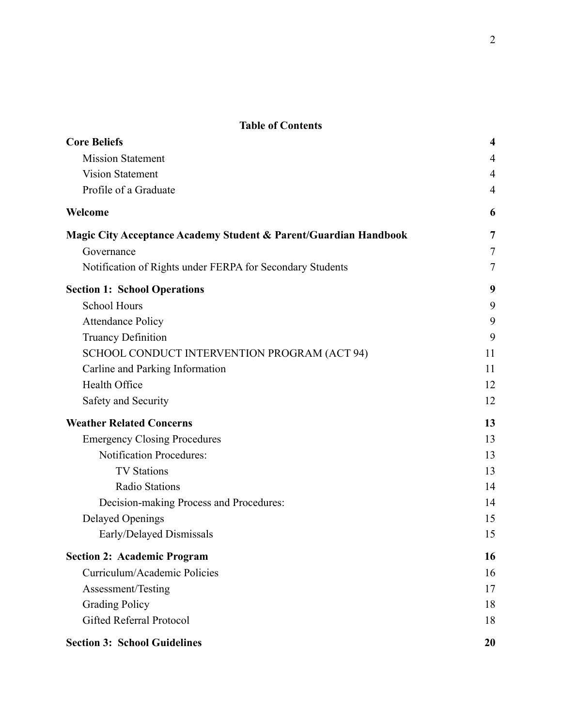## Table of Contents

| | |
|---|---|
| **Core Beliefs** | **4** |
| Mission Statement | 4 |
| Vision Statement | 4 |
| Profile of a Graduate | 4 |
| **Welcome** | **6** |
| **Magic City Acceptance Academy Student & Parent/Guardian Handbook** | **7** |
| Governance | 7 |
| Notification of Rights under FERPA for Secondary Students | 7 |
| **Section 1: School Operations** | **9** |
| School Hours | 9 |
| Attendance Policy | 9 |
| Truancy Definition | 9 |
| SCHOOL CONDUCT INTERVENTION PROGRAM (ACT 94) | 11 |
| Carline and Parking Information | 11 |
| Health Office | 12 |
| Safety and Security | 12 |
| **Weather Related Concerns** | **13** |
| Emergency Closing Procedures | 13 |
| Notification Procedures: | 13 |
| TV Stations | 13 |
| Radio Stations | 14 |
| Decision-making Process and Procedures: | 14 |
| Delayed Openings | 15 |
| Early/Delayed Dismissals | 15 |
| **Section 2: Academic Program** | **16** |
| Curriculum/Academic Policies | 16 |
| Assessment/Testing | 17 |
| Grading Policy | 18 |
| Gifted Referral Protocol | 18 |
| **Section 3: School Guidelines** | **20** |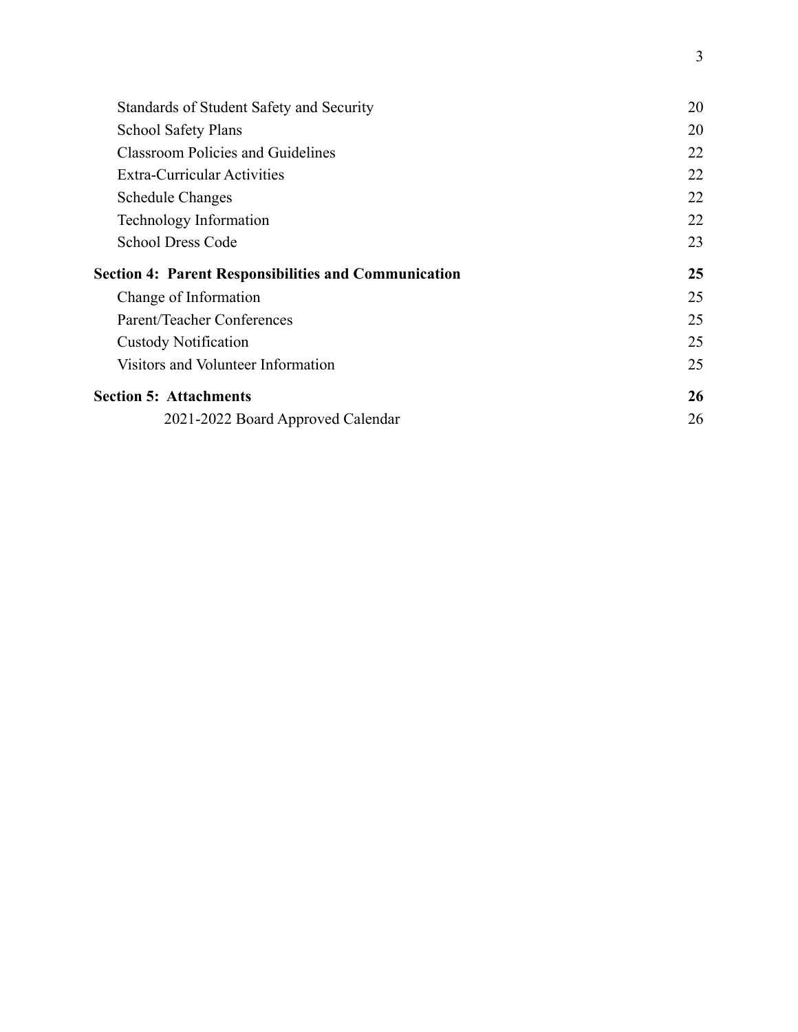| | |
|---|---|
| Standards of Student Safety and Security | 20 |
| School Safety Plans | 20 |
| Classroom Policies and Guidelines | 22 |
| Extra-Curricular Activities | 22 |
| Schedule Changes | 22 |
| Technology Information | 22 |
| School Dress Code | 23 |
| **Section 4: Parent Responsibilities and Communication** | **25** |
| Change of Information | 25 |
| Parent/Teacher Conferences | 25 |
| Custody Notification | 25 |
| Visitors and Volunteer Information | 25 |
| **Section 5: Attachments** | **26** |
| 2021-2022 Board Approved Calendar | 26 |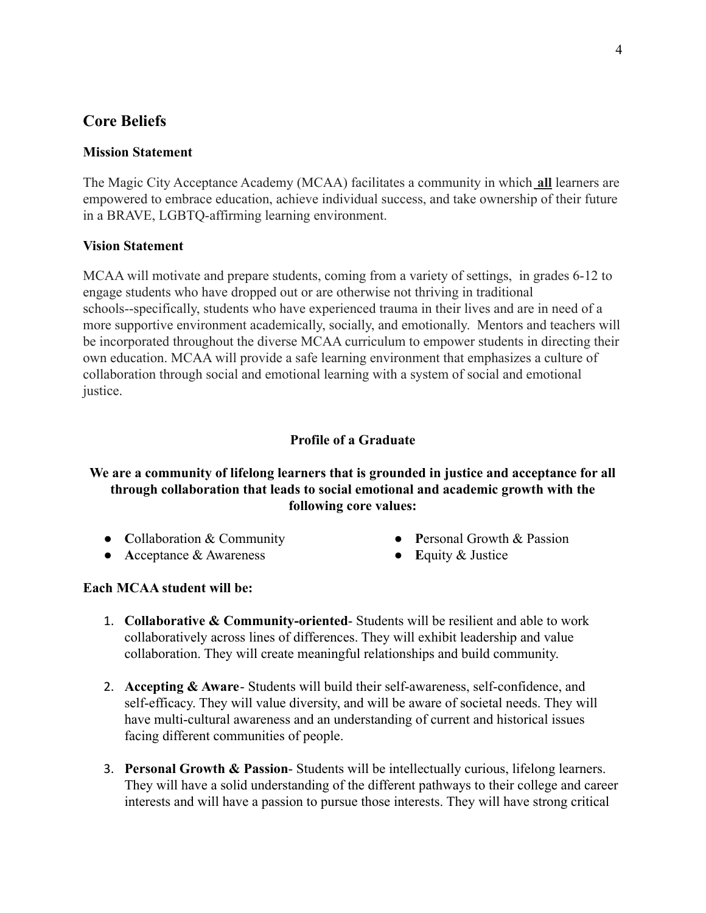## Core Beliefs

### Mission Statement

The Magic City Acceptance Academy (MCAA) facilitates a community in which **all** learners are empowered to embrace education, achieve individual success, and take ownership of their future in a BRAVE, LGBTQ-affirming learning environment.

### Vision Statement

MCAA will motivate and prepare students, coming from a variety of settings, in grades 6-12 to engage students who have dropped out or are otherwise not thriving in traditional schools--specifically, students who have experienced trauma in their lives and are in need of a more supportive environment academically, socially, and emotionally. Mentors and teachers will be incorporated throughout the diverse MCAA curriculum to empower students in directing their own education. MCAA will provide a safe learning environment that emphasizes a culture of collaboration through social and emotional learning with a system of social and emotional justice.

### Profile of a Graduate

**We are a community of lifelong learners that is grounded in justice and acceptance for all through collaboration that leads to social emotional and academic growth with the following core values:**

- **C**ollaboration & Community
- **A**cceptance & Awareness
- **P**ersonal Growth & Passion
- **E**quity & Justice

**Each MCAA student will be:**

1. **Collaborative & Community-oriented**- Students will be resilient and able to work collaboratively across lines of differences. They will exhibit leadership and value collaboration. They will create meaningful relationships and build community.

2. **Accepting & Aware**- Students will build their self-awareness, self-confidence, and self-efficacy. They will value diversity, and will be aware of societal needs. They will have multi-cultural awareness and an understanding of current and historical issues facing different communities of people.

3. **Personal Growth & Passion**- Students will be intellectually curious, lifelong learners. They will have a solid understanding of the different pathways to their college and career interests and will have a passion to pursue those interests. They will have strong critical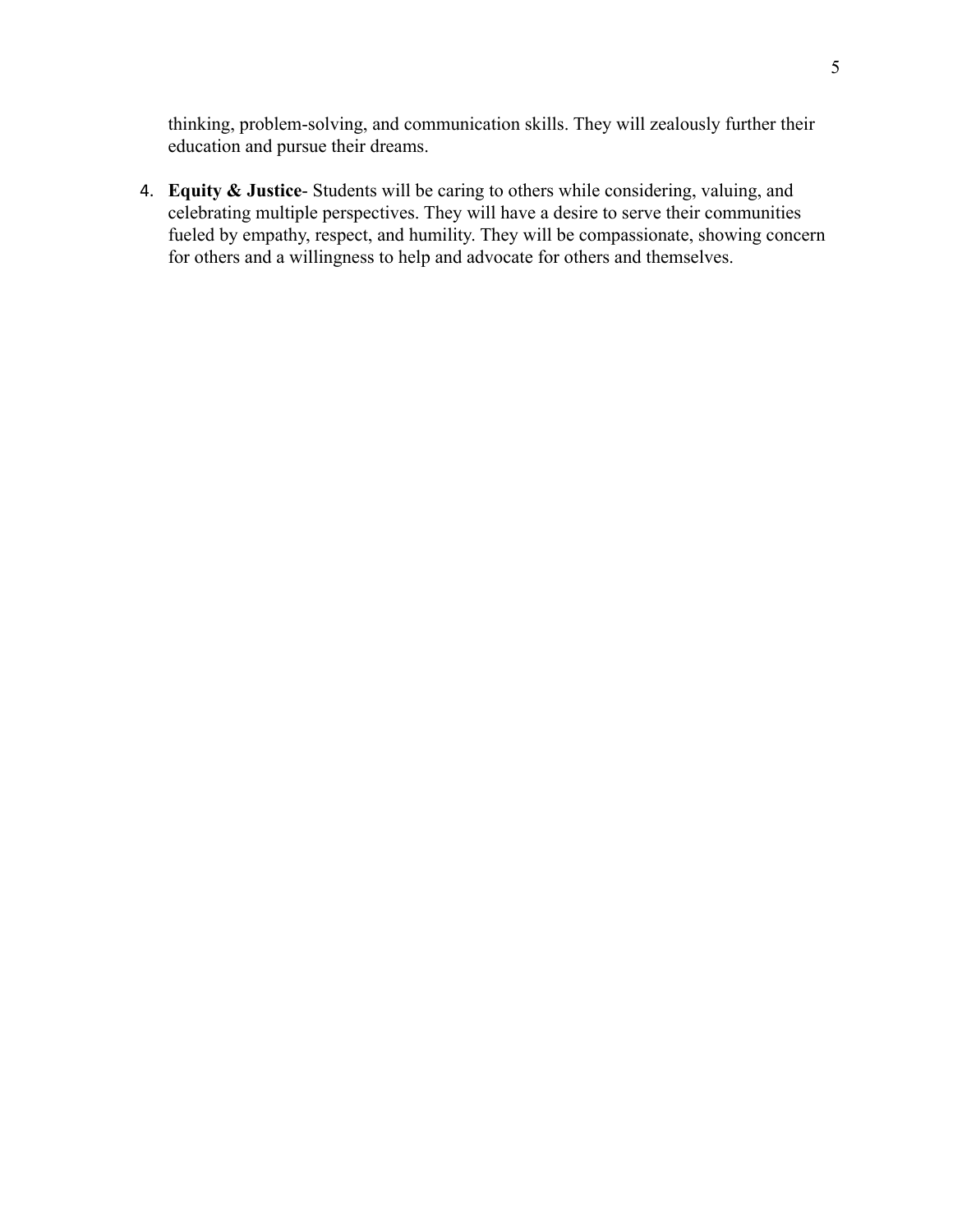thinking, problem-solving, and communication skills. They will zealously further their education and pursue their dreams.

4. **Equity & Justice**- Students will be caring to others while considering, valuing, and celebrating multiple perspectives. They will have a desire to serve their communities fueled by empathy, respect, and humility. They will be compassionate, showing concern for others and a willingness to help and advocate for others and themselves.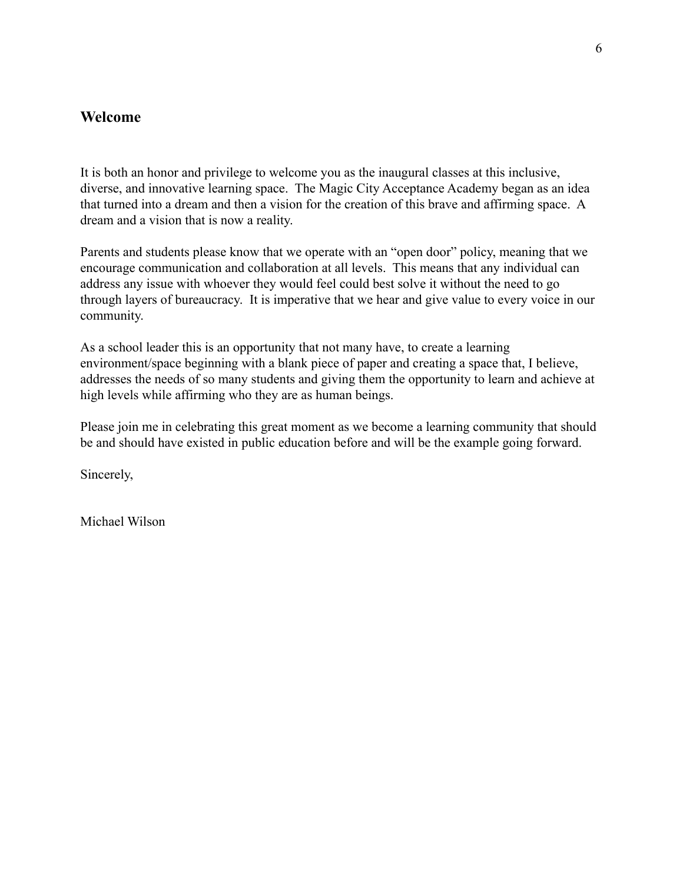## Welcome

It is both an honor and privilege to welcome you as the inaugural classes at this inclusive, diverse, and innovative learning space. The Magic City Acceptance Academy began as an idea that turned into a dream and then a vision for the creation of this brave and affirming space. A dream and a vision that is now a reality.

Parents and students please know that we operate with an "open door" policy, meaning that we encourage communication and collaboration at all levels. This means that any individual can address any issue with whoever they would feel could best solve it without the need to go through layers of bureaucracy. It is imperative that we hear and give value to every voice in our community.

As a school leader this is an opportunity that not many have, to create a learning environment/space beginning with a blank piece of paper and creating a space that, I believe, addresses the needs of so many students and giving them the opportunity to learn and achieve at high levels while affirming who they are as human beings.

Please join me in celebrating this great moment as we become a learning community that should be and should have existed in public education before and will be the example going forward.

Sincerely,

Michael Wilson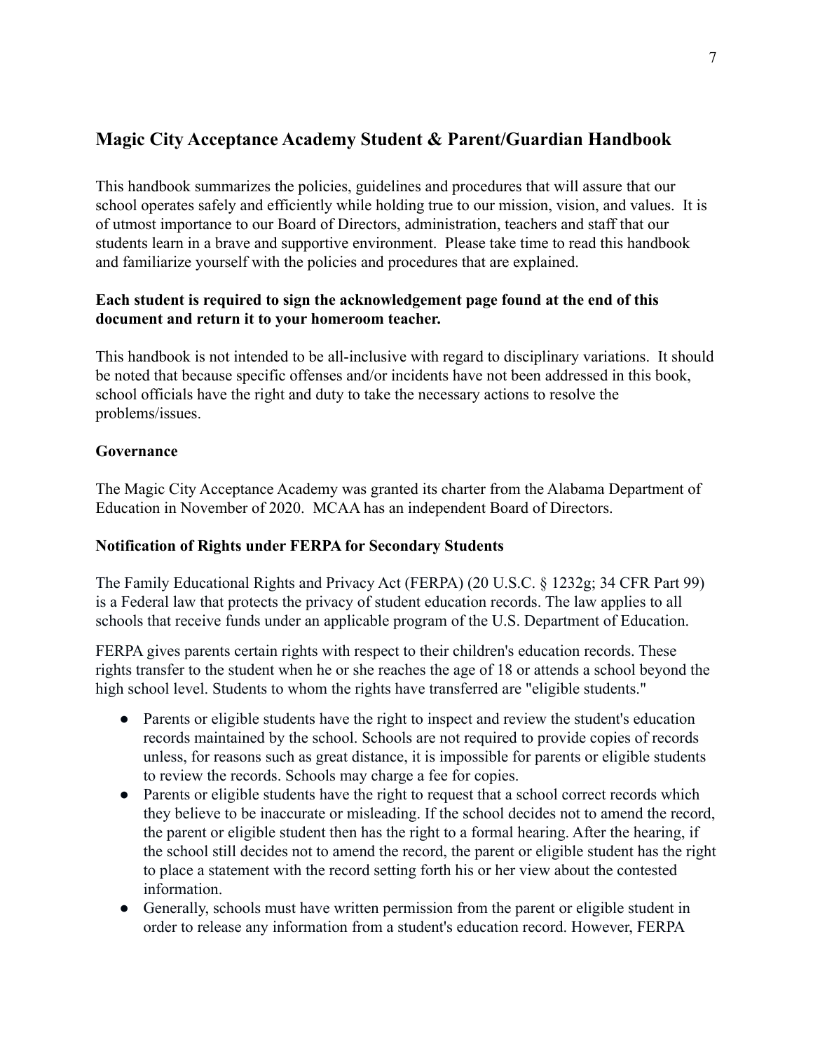## Magic City Acceptance Academy Student & Parent/Guardian Handbook

This handbook summarizes the policies, guidelines and procedures that will assure that our school operates safely and efficiently while holding true to our mission, vision, and values. It is of utmost importance to our Board of Directors, administration, teachers and staff that our students learn in a brave and supportive environment. Please take time to read this handbook and familiarize yourself with the policies and procedures that are explained.

**Each student is required to sign the acknowledgement page found at the end of this document and return it to your homeroom teacher.**

This handbook is not intended to be all-inclusive with regard to disciplinary variations. It should be noted that because specific offenses and/or incidents have not been addressed in this book, school officials have the right and duty to take the necessary actions to resolve the problems/issues.

### Governance

The Magic City Acceptance Academy was granted its charter from the Alabama Department of Education in November of 2020. MCAA has an independent Board of Directors.

### Notification of Rights under FERPA for Secondary Students

The Family Educational Rights and Privacy Act (FERPA) (20 U.S.C. § 1232g; 34 CFR Part 99) is a Federal law that protects the privacy of student education records. The law applies to all schools that receive funds under an applicable program of the U.S. Department of Education.

FERPA gives parents certain rights with respect to their children's education records. These rights transfer to the student when he or she reaches the age of 18 or attends a school beyond the high school level. Students to whom the rights have transferred are "eligible students."

- Parents or eligible students have the right to inspect and review the student's education records maintained by the school. Schools are not required to provide copies of records unless, for reasons such as great distance, it is impossible for parents or eligible students to review the records. Schools may charge a fee for copies.
- Parents or eligible students have the right to request that a school correct records which they believe to be inaccurate or misleading. If the school decides not to amend the record, the parent or eligible student then has the right to a formal hearing. After the hearing, if the school still decides not to amend the record, the parent or eligible student has the right to place a statement with the record setting forth his or her view about the contested information.
- Generally, schools must have written permission from the parent or eligible student in order to release any information from a student's education record. However, FERPA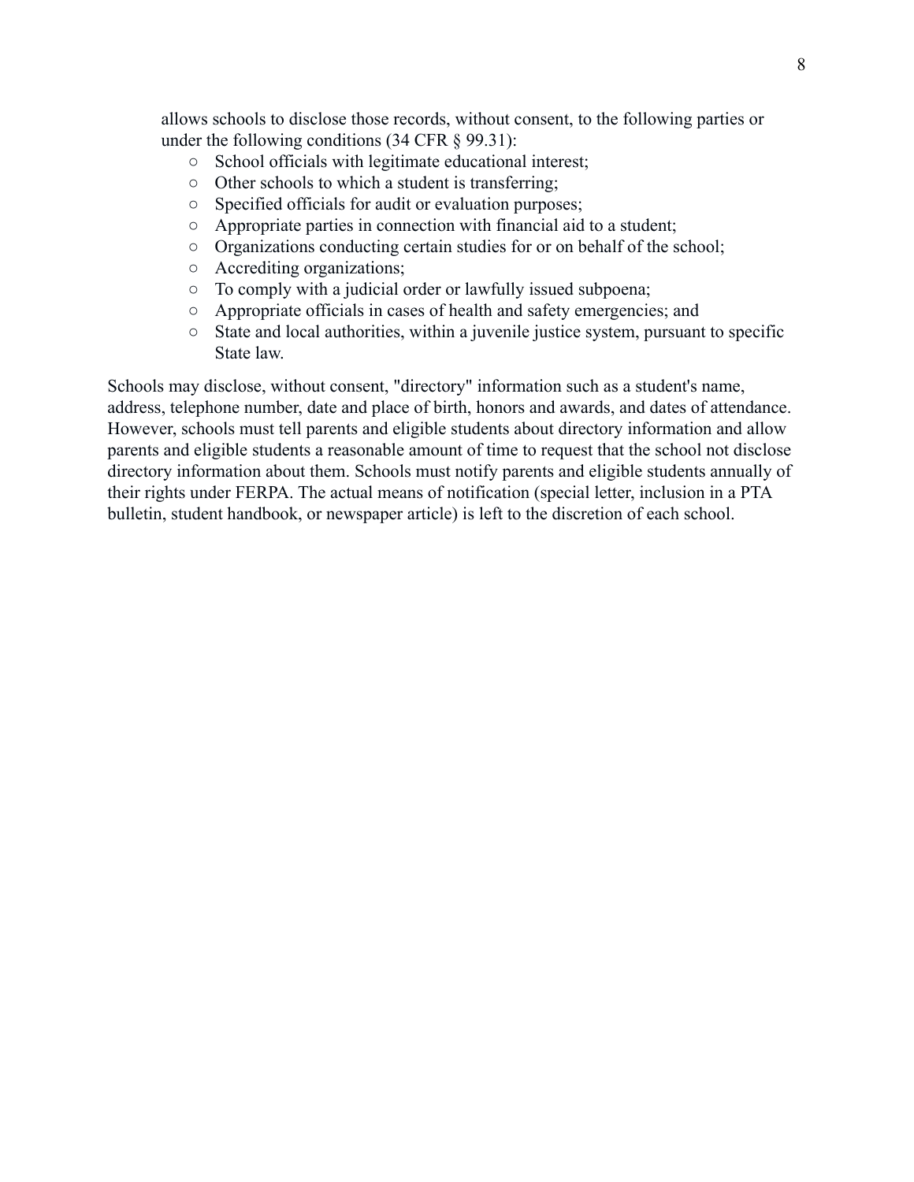allows schools to disclose those records, without consent, to the following parties or under the following conditions (34 CFR § 99.31):

  - School officials with legitimate educational interest;
  - Other schools to which a student is transferring;
  - Specified officials for audit or evaluation purposes;
  - Appropriate parties in connection with financial aid to a student;
  - Organizations conducting certain studies for or on behalf of the school;
  - Accrediting organizations;
  - To comply with a judicial order or lawfully issued subpoena;
  - Appropriate officials in cases of health and safety emergencies; and
  - State and local authorities, within a juvenile justice system, pursuant to specific State law.

Schools may disclose, without consent, "directory" information such as a student's name, address, telephone number, date and place of birth, honors and awards, and dates of attendance. However, schools must tell parents and eligible students about directory information and allow parents and eligible students a reasonable amount of time to request that the school not disclose directory information about them. Schools must notify parents and eligible students annually of their rights under FERPA. The actual means of notification (special letter, inclusion in a PTA bulletin, student handbook, or newspaper article) is left to the discretion of each school.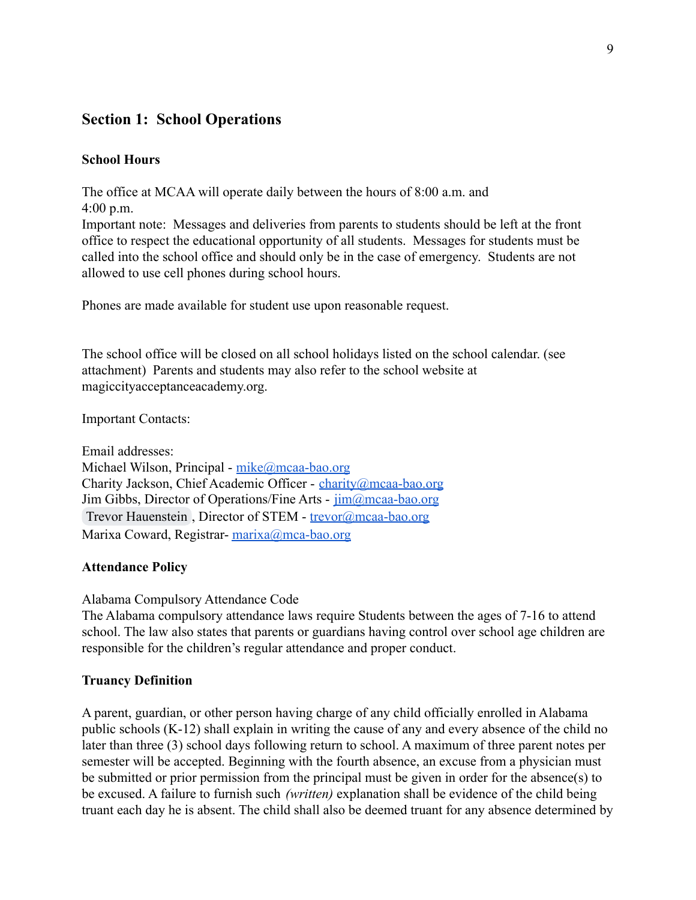## Section 1: School Operations

### School Hours

The office at MCAA will operate daily between the hours of 8:00 a.m. and 4:00 p.m.
Important note: Messages and deliveries from parents to students should be left at the front office to respect the educational opportunity of all students. Messages for students must be called into the school office and should only be in the case of emergency. Students are not allowed to use cell phones during school hours.

Phones are made available for student use upon reasonable request.

The school office will be closed on all school holidays listed on the school calendar. (see attachment) Parents and students may also refer to the school website at magiccityacceptanceacademy.org.

Important Contacts:

Email addresses:
Michael Wilson, Principal - mike@mcaa-bao.org
Charity Jackson, Chief Academic Officer - charity@mcaa-bao.org
Jim Gibbs, Director of Operations/Fine Arts - jim@mcaa-bao.org
Trevor Hauenstein, Director of STEM - trevor@mcaa-bao.org
Marixa Coward, Registrar- marixa@mca-bao.org

### Attendance Policy

Alabama Compulsory Attendance Code
The Alabama compulsory attendance laws require Students between the ages of 7-16 to attend school. The law also states that parents or guardians having control over school age children are responsible for the children's regular attendance and proper conduct.

### Truancy Definition

A parent, guardian, or other person having charge of any child officially enrolled in Alabama public schools (K-12) shall explain in writing the cause of any and every absence of the child no later than three (3) school days following return to school. A maximum of three parent notes per semester will be accepted. Beginning with the fourth absence, an excuse from a physician must be submitted or prior permission from the principal must be given in order for the absence(s) to be excused. A failure to furnish such *(written)* explanation shall be evidence of the child being truant each day he is absent. The child shall also be deemed truant for any absence determined by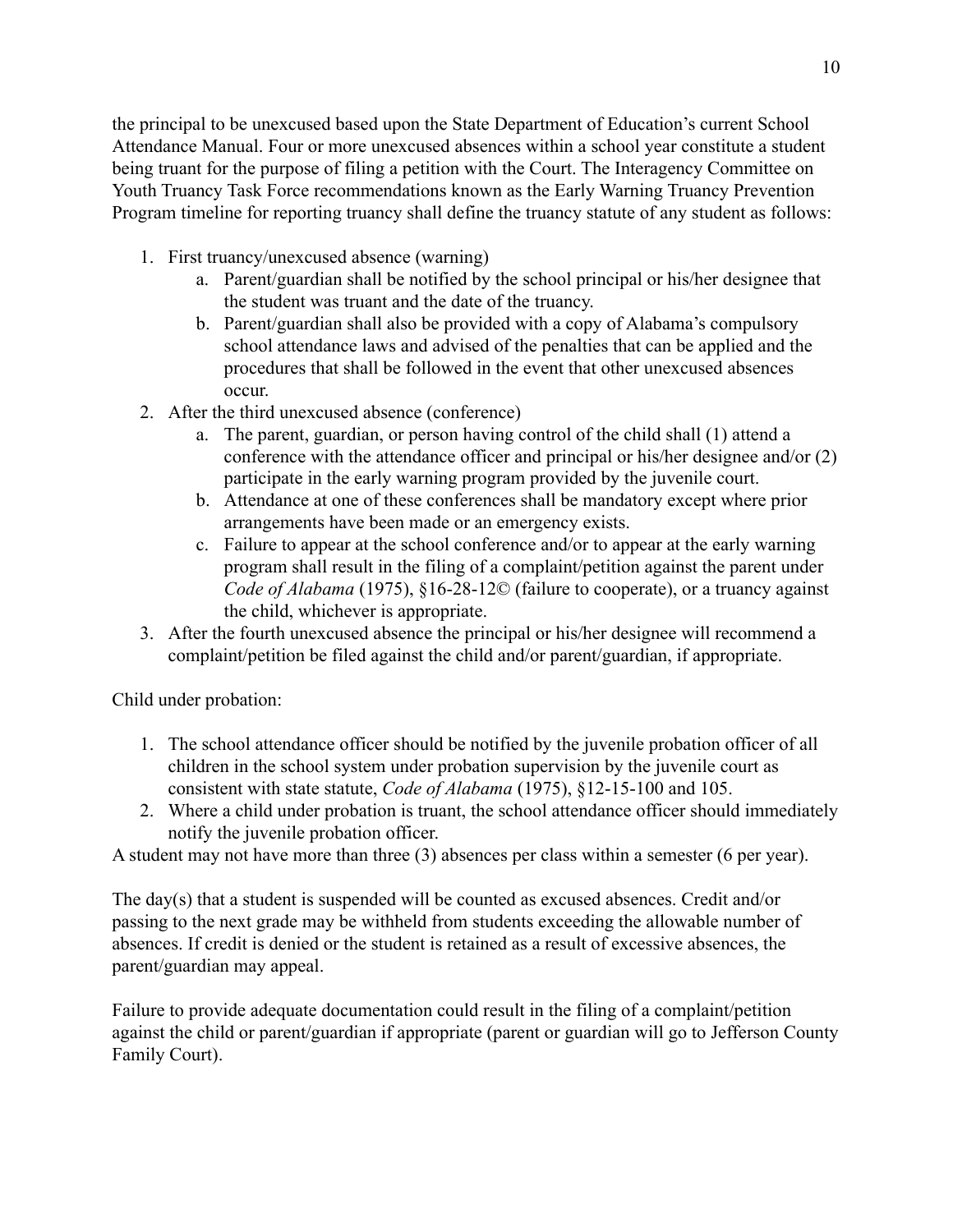the principal to be unexcused based upon the State Department of Education's current School Attendance Manual. Four or more unexcused absences within a school year constitute a student being truant for the purpose of filing a petition with the Court. The Interagency Committee on Youth Truancy Task Force recommendations known as the Early Warning Truancy Prevention Program timeline for reporting truancy shall define the truancy statute of any student as follows:

1. First truancy/unexcused absence (warning)
    a. Parent/guardian shall be notified by the school principal or his/her designee that the student was truant and the date of the truancy.
    b. Parent/guardian shall also be provided with a copy of Alabama's compulsory school attendance laws and advised of the penalties that can be applied and the procedures that shall be followed in the event that other unexcused absences occur.
2. After the third unexcused absence (conference)
    a. The parent, guardian, or person having control of the child shall (1) attend a conference with the attendance officer and principal or his/her designee and/or (2) participate in the early warning program provided by the juvenile court.
    b. Attendance at one of these conferences shall be mandatory except where prior arrangements have been made or an emergency exists.
    c. Failure to appear at the school conference and/or to appear at the early warning program shall result in the filing of a complaint/petition against the parent under *Code of Alabama* (1975), §16-28-12© (failure to cooperate), or a truancy against the child, whichever is appropriate.
3. After the fourth unexcused absence the principal or his/her designee will recommend a complaint/petition be filed against the child and/or parent/guardian, if appropriate.

Child under probation:

1. The school attendance officer should be notified by the juvenile probation officer of all children in the school system under probation supervision by the juvenile court as consistent with state statute, *Code of Alabama* (1975), §12-15-100 and 105.
2. Where a child under probation is truant, the school attendance officer should immediately notify the juvenile probation officer.

A student may not have more than three (3) absences per class within a semester (6 per year).

The day(s) that a student is suspended will be counted as excused absences. Credit and/or passing to the next grade may be withheld from students exceeding the allowable number of absences. If credit is denied or the student is retained as a result of excessive absences, the parent/guardian may appeal.

Failure to provide adequate documentation could result in the filing of a complaint/petition against the child or parent/guardian if appropriate (parent or guardian will go to Jefferson County Family Court).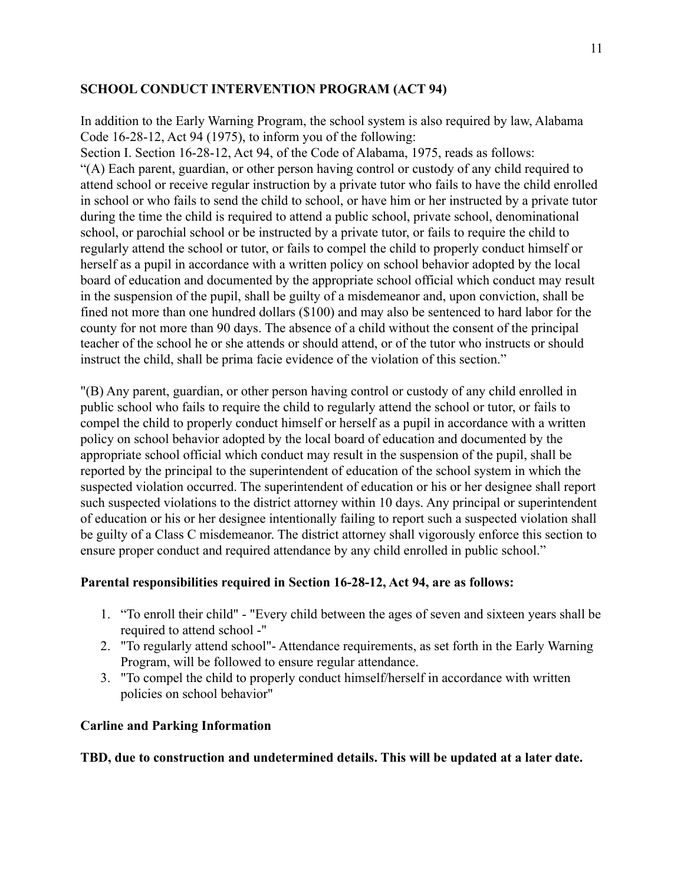**SCHOOL CONDUCT INTERVENTION PROGRAM (ACT 94)**

In addition to the Early Warning Program, the school system is also required by law, Alabama Code 16-28-12, Act 94 (1975), to inform you of the following:
Section I. Section 16-28-12, Act 94, of the Code of Alabama, 1975, reads as follows:
"(A) Each parent, guardian, or other person having control or custody of any child required to attend school or receive regular instruction by a private tutor who fails to have the child enrolled in school or who fails to send the child to school, or have him or her instructed by a private tutor during the time the child is required to attend a public school, private school, denominational school, or parochial school or be instructed by a private tutor, or fails to require the child to regularly attend the school or tutor, or fails to compel the child to properly conduct himself or herself as a pupil in accordance with a written policy on school behavior adopted by the local board of education and documented by the appropriate school official which conduct may result in the suspension of the pupil, shall be guilty of a misdemeanor and, upon conviction, shall be fined not more than one hundred dollars ($100) and may also be sentenced to hard labor for the county for not more than 90 days. The absence of a child without the consent of the principal teacher of the school he or she attends or should attend, or of the tutor who instructs or should instruct the child, shall be prima facie evidence of the violation of this section."

"(B) Any parent, guardian, or other person having control or custody of any child enrolled in public school who fails to require the child to regularly attend the school or tutor, or fails to compel the child to properly conduct himself or herself as a pupil in accordance with a written policy on school behavior adopted by the local board of education and documented by the appropriate school official which conduct may result in the suspension of the pupil, shall be reported by the principal to the superintendent of education of the school system in which the suspected violation occurred. The superintendent of education or his or her designee shall report such suspected violations to the district attorney within 10 days. Any principal or superintendent of education or his or her designee intentionally failing to report such a suspected violation shall be guilty of a Class C misdemeanor. The district attorney shall vigorously enforce this section to ensure proper conduct and required attendance by any child enrolled in public school."

**Parental responsibilities required in Section 16-28-12, Act 94, are as follows:**

1. "To enroll their child" - "Every child between the ages of seven and sixteen years shall be required to attend school -"
2. "To regularly attend school"- Attendance requirements, as set forth in the Early Warning Program, will be followed to ensure regular attendance.
3. "To compel the child to properly conduct himself/herself in accordance with written policies on school behavior"

**Carline and Parking Information**

**TBD, due to construction and undetermined details. This will be updated at a later date.**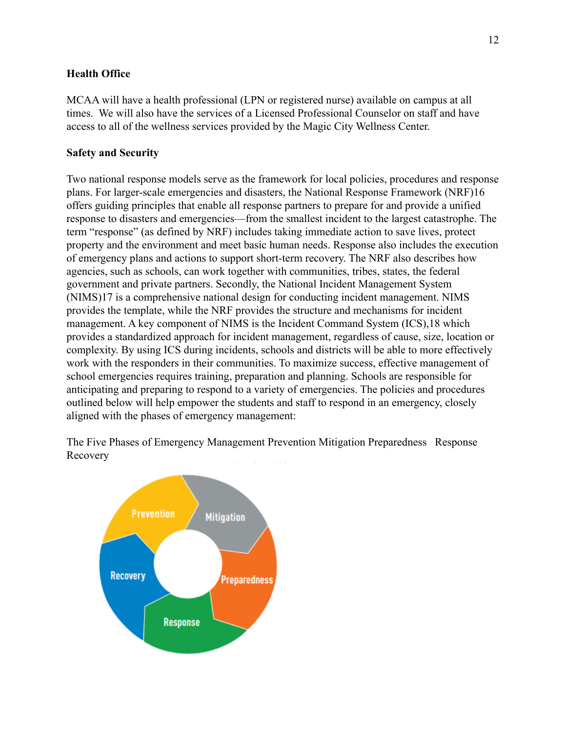**Health Office**

MCAA will have a health professional (LPN or registered nurse) available on campus at all times. We will also have the services of a Licensed Professional Counselor on staff and have access to all of the wellness services provided by the Magic City Wellness Center.

**Safety and Security**

Two national response models serve as the framework for local policies, procedures and response plans. For larger-scale emergencies and disasters, the National Response Framework (NRF)16 offers guiding principles that enable all response partners to prepare for and provide a unified response to disasters and emergencies—from the smallest incident to the largest catastrophe. The term "response" (as defined by NRF) includes taking immediate action to save lives, protect property and the environment and meet basic human needs. Response also includes the execution of emergency plans and actions to support short-term recovery. The NRF also describes how agencies, such as schools, can work together with communities, tribes, states, the federal government and private partners. Secondly, the National Incident Management System (NIMS)17 is a comprehensive national design for conducting incident management. NIMS provides the template, while the NRF provides the structure and mechanisms for incident management. A key component of NIMS is the Incident Command System (ICS),18 which provides a standardized approach for incident management, regardless of cause, size, location or complexity. By using ICS during incidents, schools and districts will be able to more effectively work with the responders in their communities. To maximize success, effective management of school emergencies requires training, preparation and planning. Schools are responsible for anticipating and preparing to respond to a variety of emergencies. The policies and procedures outlined below will help empower the students and staff to respond in an emergency, closely aligned with the phases of emergency management:

The Five Phases of Emergency Management Prevention Mitigation Preparedness Response Recovery

Prevention Mitigation Preparedness Response Recovery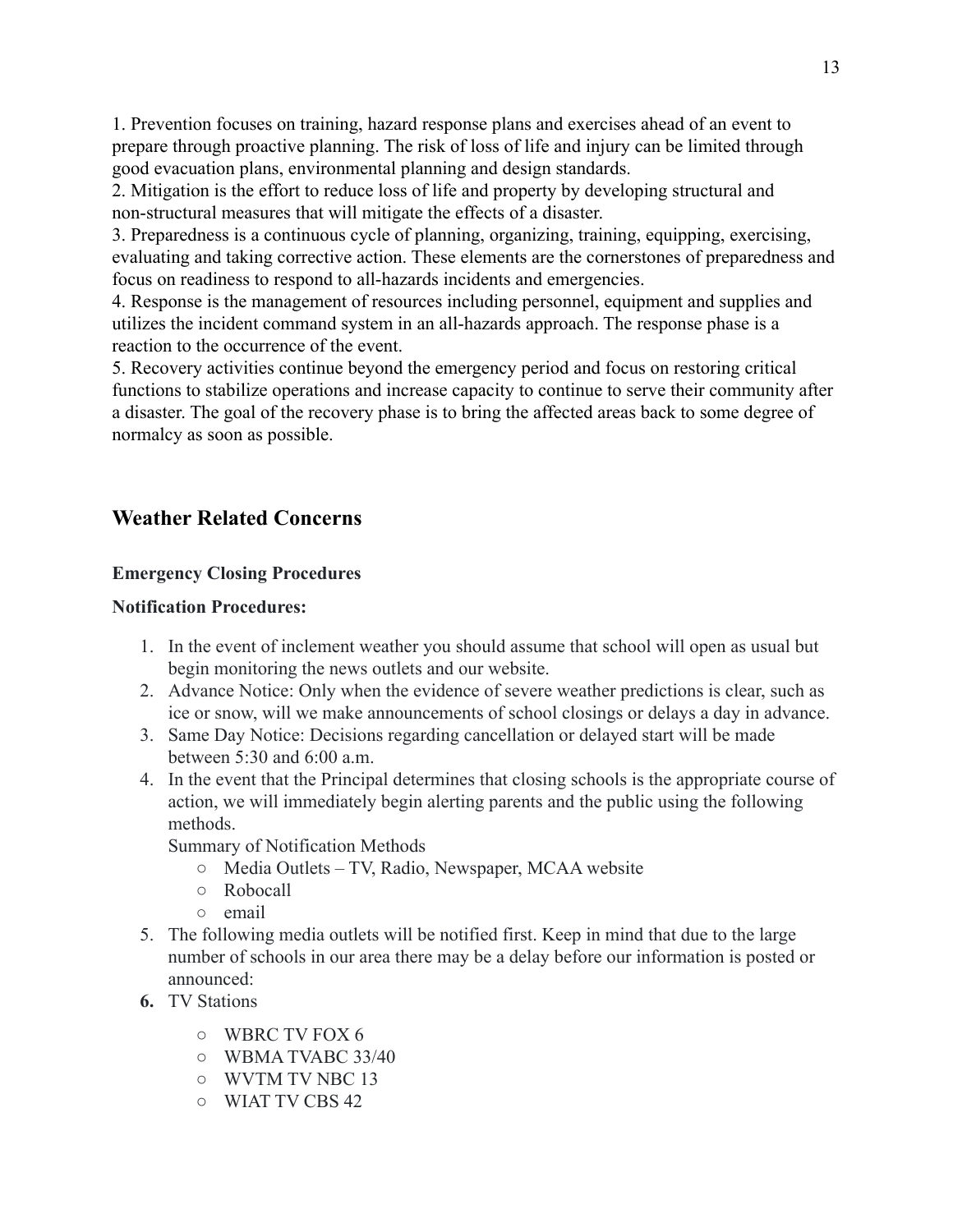1. Prevention focuses on training, hazard response plans and exercises ahead of an event to prepare through proactive planning. The risk of loss of life and injury can be limited through good evacuation plans, environmental planning and design standards.
2. Mitigation is the effort to reduce loss of life and property by developing structural and non-structural measures that will mitigate the effects of a disaster.
3. Preparedness is a continuous cycle of planning, organizing, training, equipping, exercising, evaluating and taking corrective action. These elements are the cornerstones of preparedness and focus on readiness to respond to all-hazards incidents and emergencies.
4. Response is the management of resources including personnel, equipment and supplies and utilizes the incident command system in an all-hazards approach. The response phase is a reaction to the occurrence of the event.
5. Recovery activities continue beyond the emergency period and focus on restoring critical functions to stabilize operations and increase capacity to continue to serve their community after a disaster. The goal of the recovery phase is to bring the affected areas back to some degree of normalcy as soon as possible.

## Weather Related Concerns

**Emergency Closing Procedures**

**Notification Procedures:**

1. In the event of inclement weather you should assume that school will open as usual but begin monitoring the news outlets and our website.
2. Advance Notice: Only when the evidence of severe weather predictions is clear, such as ice or snow, will we make announcements of school closings or delays a day in advance.
3. Same Day Notice: Decisions regarding cancellation or delayed start will be made between 5:30 and 6:00 a.m.
4. In the event that the Principal determines that closing schools is the appropriate course of action, we will immediately begin alerting parents and the public using the following methods.

   Summary of Notification Methods
   - Media Outlets – TV, Radio, Newspaper, MCAA website
   - Robocall
   - email
5. The following media outlets will be notified first. Keep in mind that due to the large number of schools in our area there may be a delay before our information is posted or announced:
6. TV Stations
   - WBRC TV FOX 6
   - WBMA TVABC 33/40
   - WVTM TV NBC 13
   - WIAT TV CBS 42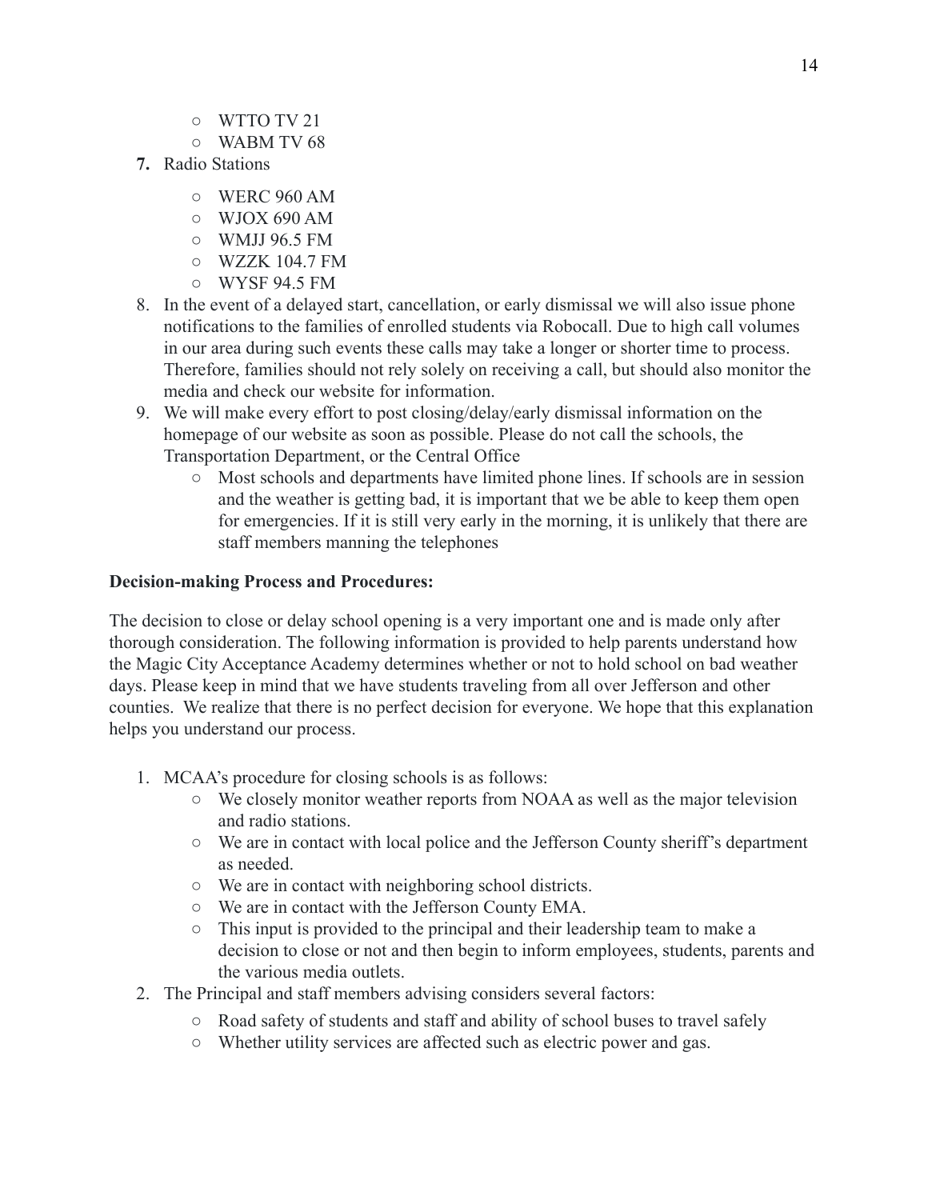- WTTO TV 21
- WABM TV 68

7. Radio Stations
    - WERC 960 AM
    - WJOX 690 AM
    - WMJJ 96.5 FM
    - WZZK 104.7 FM
    - WYSF 94.5 FM
8. In the event of a delayed start, cancellation, or early dismissal we will also issue phone notifications to the families of enrolled students via Robocall. Due to high call volumes in our area during such events these calls may take a longer or shorter time to process. Therefore, families should not rely solely on receiving a call, but should also monitor the media and check our website for information.
9. We will make every effort to post closing/delay/early dismissal information on the homepage of our website as soon as possible. Please do not call the schools, the Transportation Department, or the Central Office
    - Most schools and departments have limited phone lines. If schools are in session and the weather is getting bad, it is important that we be able to keep them open for emergencies. If it is still very early in the morning, it is unlikely that there are staff members manning the telephones

**Decision-making Process and Procedures:**

The decision to close or delay school opening is a very important one and is made only after thorough consideration. The following information is provided to help parents understand how the Magic City Acceptance Academy determines whether or not to hold school on bad weather days. Please keep in mind that we have students traveling from all over Jefferson and other counties. We realize that there is no perfect decision for everyone. We hope that this explanation helps you understand our process.

1. MCAA's procedure for closing schools is as follows:
    - We closely monitor weather reports from NOAA as well as the major television and radio stations.
    - We are in contact with local police and the Jefferson County sheriff's department as needed.
    - We are in contact with neighboring school districts.
    - We are in contact with the Jefferson County EMA.
    - This input is provided to the principal and their leadership team to make a decision to close or not and then begin to inform employees, students, parents and the various media outlets.
2. The Principal and staff members advising considers several factors:
    - Road safety of students and staff and ability of school buses to travel safely
    - Whether utility services are affected such as electric power and gas.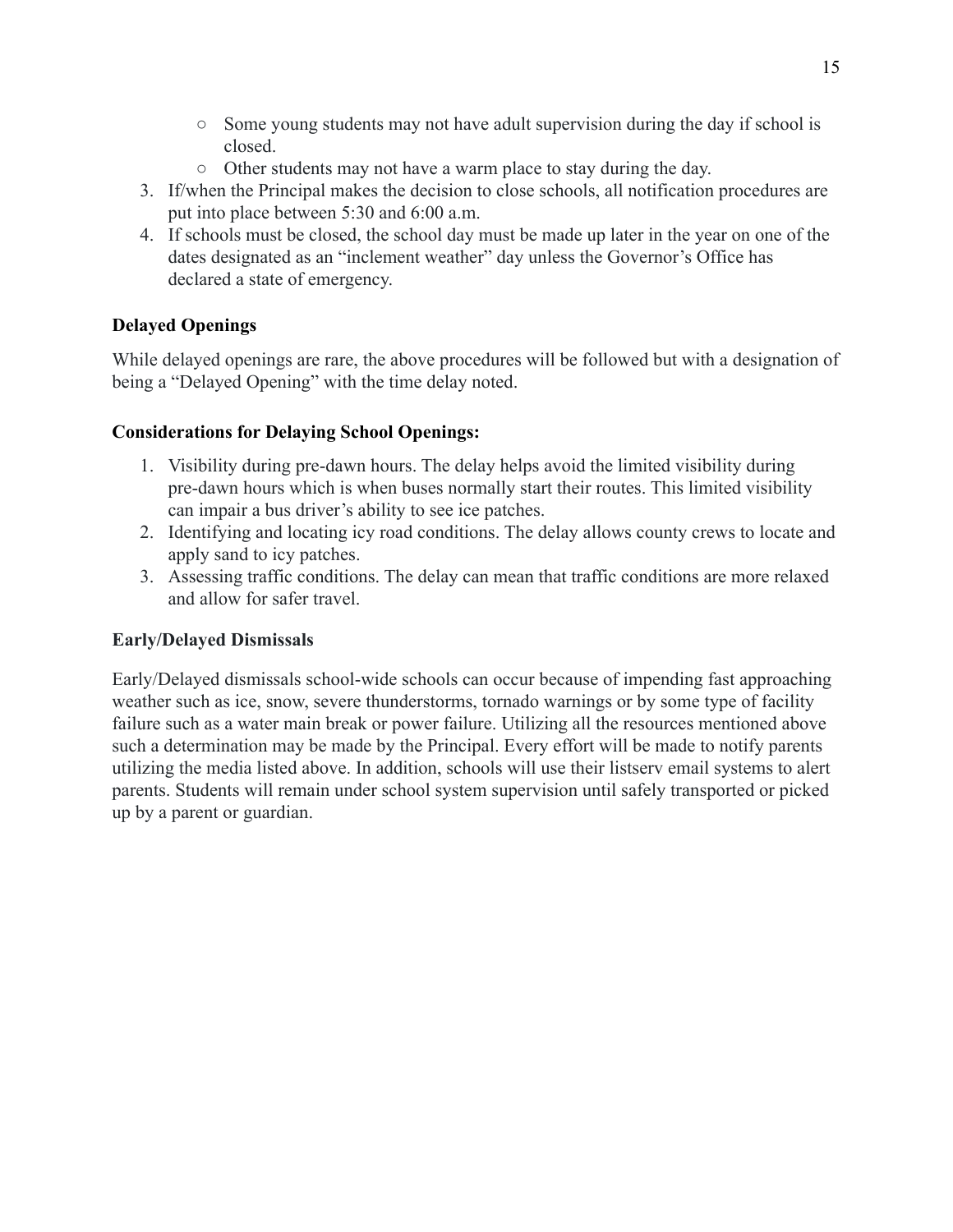- Some young students may not have adult supervision during the day if school is closed.
    - Other students may not have a warm place to stay during the day.
3. If/when the Principal makes the decision to close schools, all notification procedures are put into place between 5:30 and 6:00 a.m.
4. If schools must be closed, the school day must be made up later in the year on one of the dates designated as an "inclement weather" day unless the Governor's Office has declared a state of emergency.

**Delayed Openings**

While delayed openings are rare, the above procedures will be followed but with a designation of being a "Delayed Opening" with the time delay noted.

**Considerations for Delaying School Openings:**

1. Visibility during pre-dawn hours. The delay helps avoid the limited visibility during pre-dawn hours which is when buses normally start their routes. This limited visibility can impair a bus driver's ability to see ice patches.
2. Identifying and locating icy road conditions. The delay allows county crews to locate and apply sand to icy patches.
3. Assessing traffic conditions. The delay can mean that traffic conditions are more relaxed and allow for safer travel.

**Early/Delayed Dismissals**

Early/Delayed dismissals school-wide schools can occur because of impending fast approaching weather such as ice, snow, severe thunderstorms, tornado warnings or by some type of facility failure such as a water main break or power failure. Utilizing all the resources mentioned above such a determination may be made by the Principal. Every effort will be made to notify parents utilizing the media listed above. In addition, schools will use their listserv email systems to alert parents. Students will remain under school system supervision until safely transported or picked up by a parent or guardian.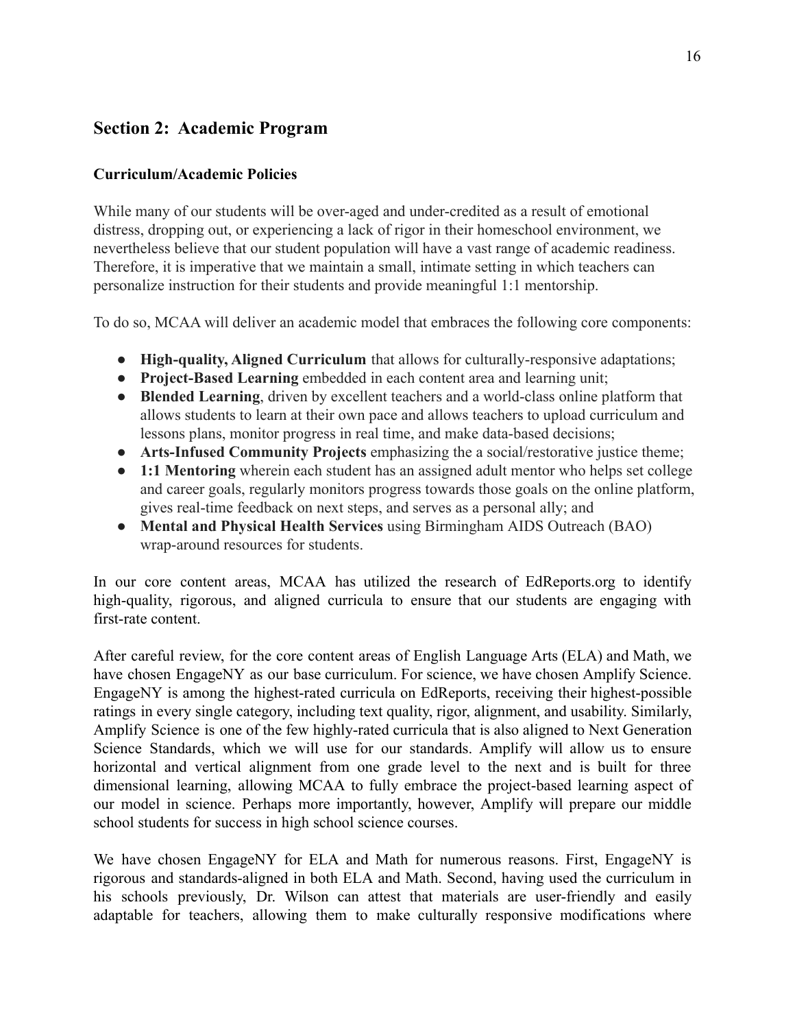## Section 2: Academic Program

### Curriculum/Academic Policies

While many of our students will be over-aged and under-credited as a result of emotional distress, dropping out, or experiencing a lack of rigor in their homeschool environment, we nevertheless believe that our student population will have a vast range of academic readiness. Therefore, it is imperative that we maintain a small, intimate setting in which teachers can personalize instruction for their students and provide meaningful 1:1 mentorship.

To do so, MCAA will deliver an academic model that embraces the following core components:

- **High-quality, Aligned Curriculum** that allows for culturally-responsive adaptations;
- **Project-Based Learning** embedded in each content area and learning unit;
- **Blended Learning**, driven by excellent teachers and a world-class online platform that allows students to learn at their own pace and allows teachers to upload curriculum and lessons plans, monitor progress in real time, and make data-based decisions;
- **Arts-Infused Community Projects** emphasizing the a social/restorative justice theme;
- **1:1 Mentoring** wherein each student has an assigned adult mentor who helps set college and career goals, regularly monitors progress towards those goals on the online platform, gives real-time feedback on next steps, and serves as a personal ally; and
- **Mental and Physical Health Services** using Birmingham AIDS Outreach (BAO) wrap-around resources for students.

In our core content areas, MCAA has utilized the research of EdReports.org to identify high-quality, rigorous, and aligned curricula to ensure that our students are engaging with first-rate content.

After careful review, for the core content areas of English Language Arts (ELA) and Math, we have chosen EngageNY as our base curriculum. For science, we have chosen Amplify Science. EngageNY is among the highest-rated curricula on EdReports, receiving their highest-possible ratings in every single category, including text quality, rigor, alignment, and usability. Similarly, Amplify Science is one of the few highly-rated curricula that is also aligned to Next Generation Science Standards, which we will use for our standards. Amplify will allow us to ensure horizontal and vertical alignment from one grade level to the next and is built for three dimensional learning, allowing MCAA to fully embrace the project-based learning aspect of our model in science. Perhaps more importantly, however, Amplify will prepare our middle school students for success in high school science courses.

We have chosen EngageNY for ELA and Math for numerous reasons. First, EngageNY is rigorous and standards-aligned in both ELA and Math. Second, having used the curriculum in his schools previously, Dr. Wilson can attest that materials are user-friendly and easily adaptable for teachers, allowing them to make culturally responsive modifications where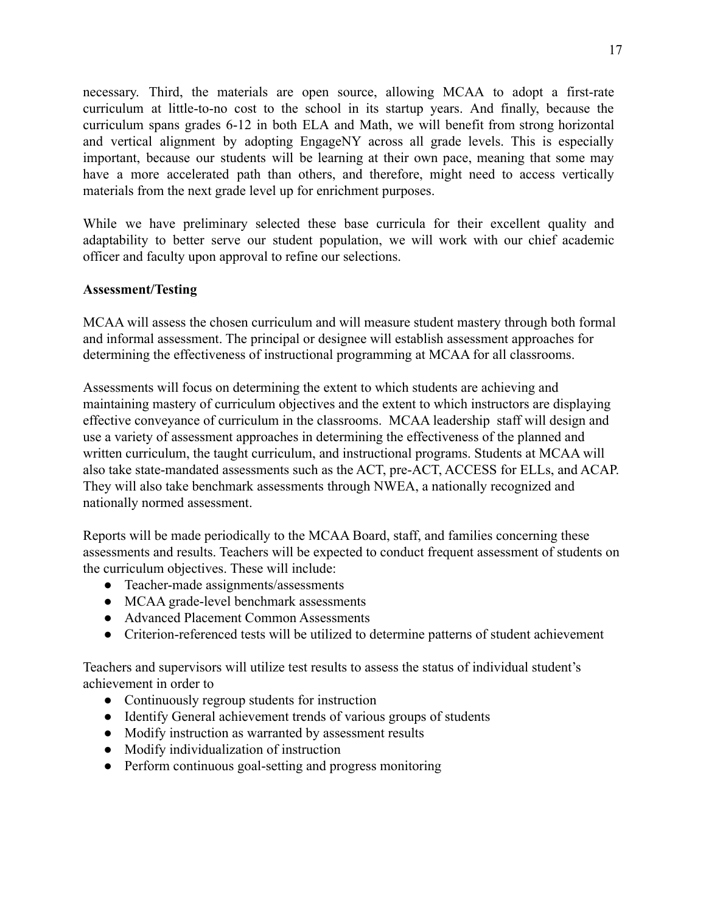necessary. Third, the materials are open source, allowing MCAA to adopt a first-rate curriculum at little-to-no cost to the school in its startup years. And finally, because the curriculum spans grades 6-12 in both ELA and Math, we will benefit from strong horizontal and vertical alignment by adopting EngageNY across all grade levels. This is especially important, because our students will be learning at their own pace, meaning that some may have a more accelerated path than others, and therefore, might need to access vertically materials from the next grade level up for enrichment purposes.

While we have preliminary selected these base curricula for their excellent quality and adaptability to better serve our student population, we will work with our chief academic officer and faculty upon approval to refine our selections.

**Assessment/Testing**

MCAA will assess the chosen curriculum and will measure student mastery through both formal and informal assessment. The principal or designee will establish assessment approaches for determining the effectiveness of instructional programming at MCAA for all classrooms.

Assessments will focus on determining the extent to which students are achieving and maintaining mastery of curriculum objectives and the extent to which instructors are displaying effective conveyance of curriculum in the classrooms. MCAA leadership staff will design and use a variety of assessment approaches in determining the effectiveness of the planned and written curriculum, the taught curriculum, and instructional programs. Students at MCAA will also take state-mandated assessments such as the ACT, pre-ACT, ACCESS for ELLs, and ACAP. They will also take benchmark assessments through NWEA, a nationally recognized and nationally normed assessment.

Reports will be made periodically to the MCAA Board, staff, and families concerning these assessments and results. Teachers will be expected to conduct frequent assessment of students on the curriculum objectives. These will include:

- Teacher-made assignments/assessments
- MCAA grade-level benchmark assessments
- Advanced Placement Common Assessments
- Criterion-referenced tests will be utilized to determine patterns of student achievement

Teachers and supervisors will utilize test results to assess the status of individual student's achievement in order to

- Continuously regroup students for instruction
- Identify General achievement trends of various groups of students
- Modify instruction as warranted by assessment results
- Modify individualization of instruction
- Perform continuous goal-setting and progress monitoring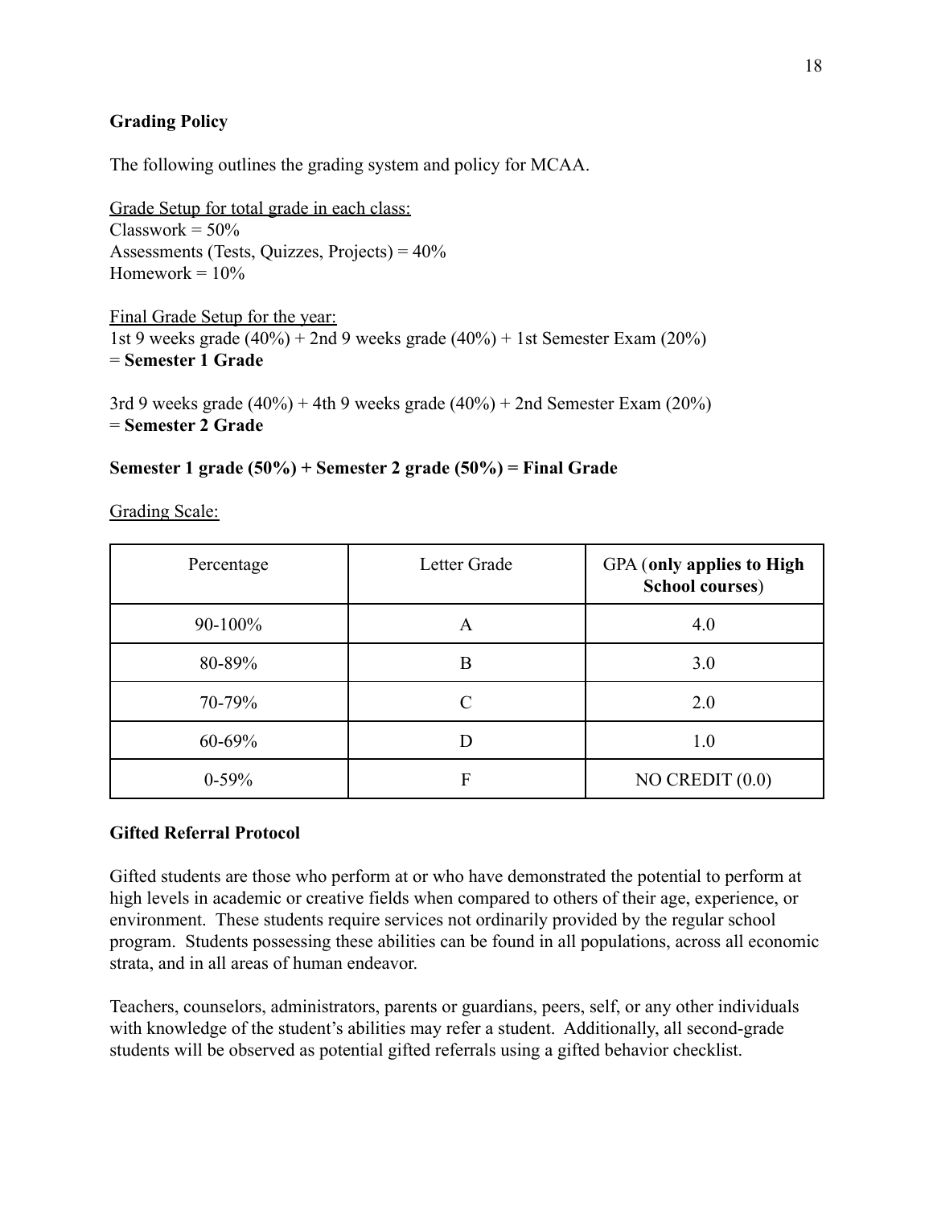**Grading Policy**

The following outlines the grading system and policy for MCAA.

Grade Setup for total grade in each class:
Classwork = 50%
Assessments (Tests, Quizzes, Projects) = 40%
Homework = 10%

Final Grade Setup for the year:
1st 9 weeks grade (40%) + 2nd 9 weeks grade (40%) + 1st Semester Exam (20%)
= **Semester 1 Grade**

3rd 9 weeks grade (40%) + 4th 9 weeks grade (40%) + 2nd Semester Exam (20%)
= **Semester 2 Grade**

**Semester 1 grade (50%) + Semester 2 grade (50%) = Final Grade**

Grading Scale:

| Percentage | Letter Grade | GPA (**only applies to High School courses**) |
|---|---|---|
| 90-100% | A | 4.0 |
| 80-89% | B | 3.0 |
| 70-79% | C | 2.0 |
| 60-69% | D | 1.0 |
| 0-59% | F | NO CREDIT (0.0) |

**Gifted Referral Protocol**

Gifted students are those who perform at or who have demonstrated the potential to perform at high levels in academic or creative fields when compared to others of their age, experience, or environment. These students require services not ordinarily provided by the regular school program. Students possessing these abilities can be found in all populations, across all economic strata, and in all areas of human endeavor.

Teachers, counselors, administrators, parents or guardians, peers, self, or any other individuals with knowledge of the student's abilities may refer a student. Additionally, all second-grade students will be observed as potential gifted referrals using a gifted behavior checklist.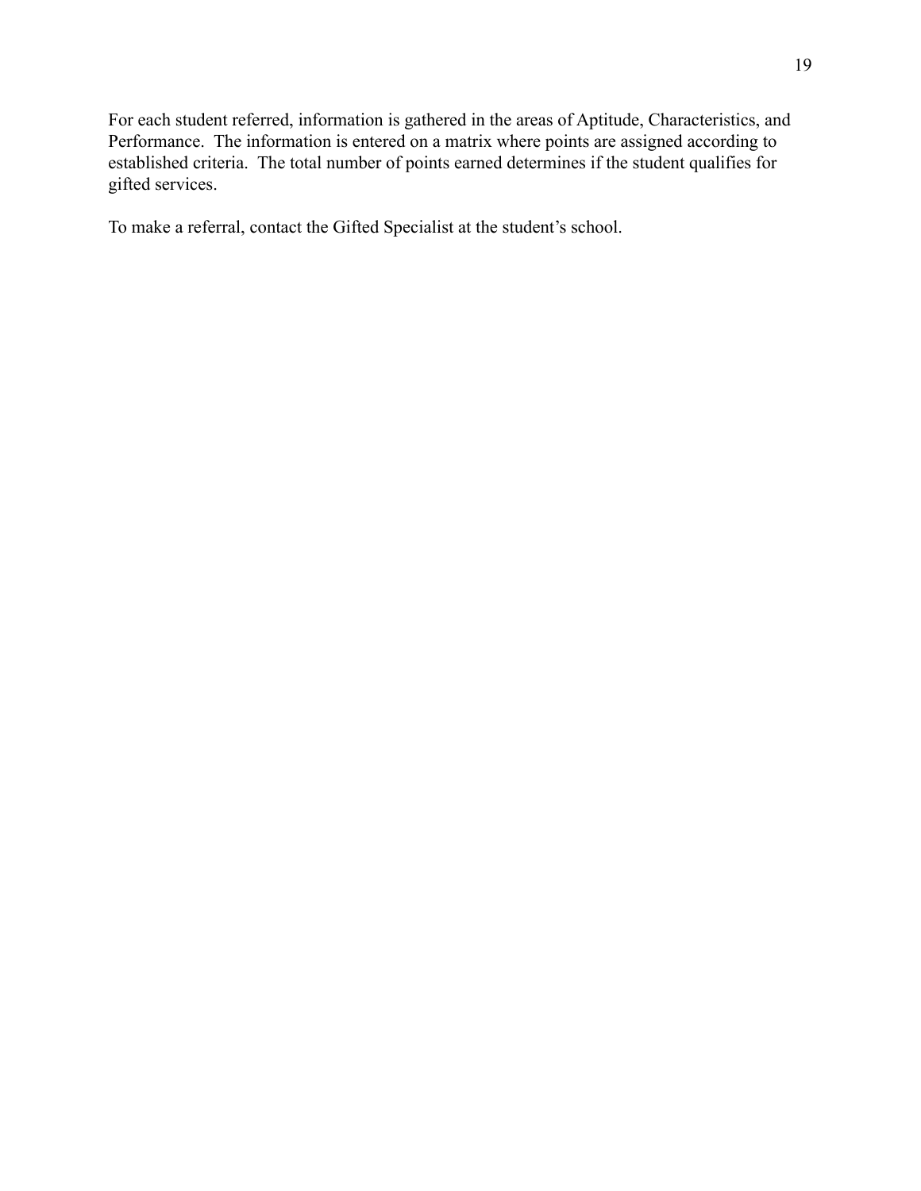For each student referred, information is gathered in the areas of Aptitude, Characteristics, and Performance. The information is entered on a matrix where points are assigned according to established criteria. The total number of points earned determines if the student qualifies for gifted services.

To make a referral, contact the Gifted Specialist at the student's school.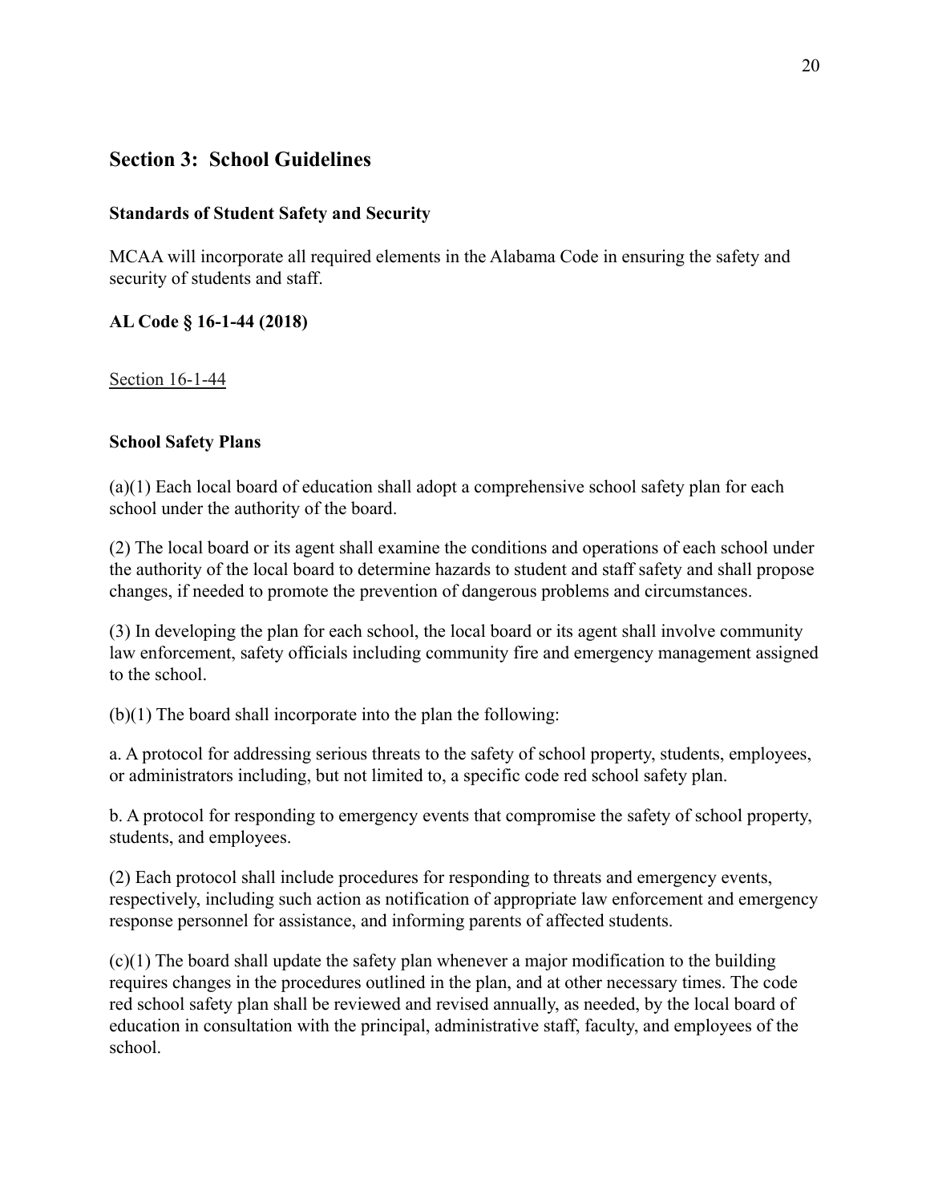## Section 3: School Guidelines

### Standards of Student Safety and Security

MCAA will incorporate all required elements in the Alabama Code in ensuring the safety and security of students and staff.

**AL Code § 16-1-44 (2018)**

Section 16-1-44

**School Safety Plans**

(a)(1) Each local board of education shall adopt a comprehensive school safety plan for each school under the authority of the board.

(2) The local board or its agent shall examine the conditions and operations of each school under the authority of the local board to determine hazards to student and staff safety and shall propose changes, if needed to promote the prevention of dangerous problems and circumstances.

(3) In developing the plan for each school, the local board or its agent shall involve community law enforcement, safety officials including community fire and emergency management assigned to the school.

(b)(1) The board shall incorporate into the plan the following:

a. A protocol for addressing serious threats to the safety of school property, students, employees, or administrators including, but not limited to, a specific code red school safety plan.

b. A protocol for responding to emergency events that compromise the safety of school property, students, and employees.

(2) Each protocol shall include procedures for responding to threats and emergency events, respectively, including such action as notification of appropriate law enforcement and emergency response personnel for assistance, and informing parents of affected students.

(c)(1) The board shall update the safety plan whenever a major modification to the building requires changes in the procedures outlined in the plan, and at other necessary times. The code red school safety plan shall be reviewed and revised annually, as needed, by the local board of education in consultation with the principal, administrative staff, faculty, and employees of the school.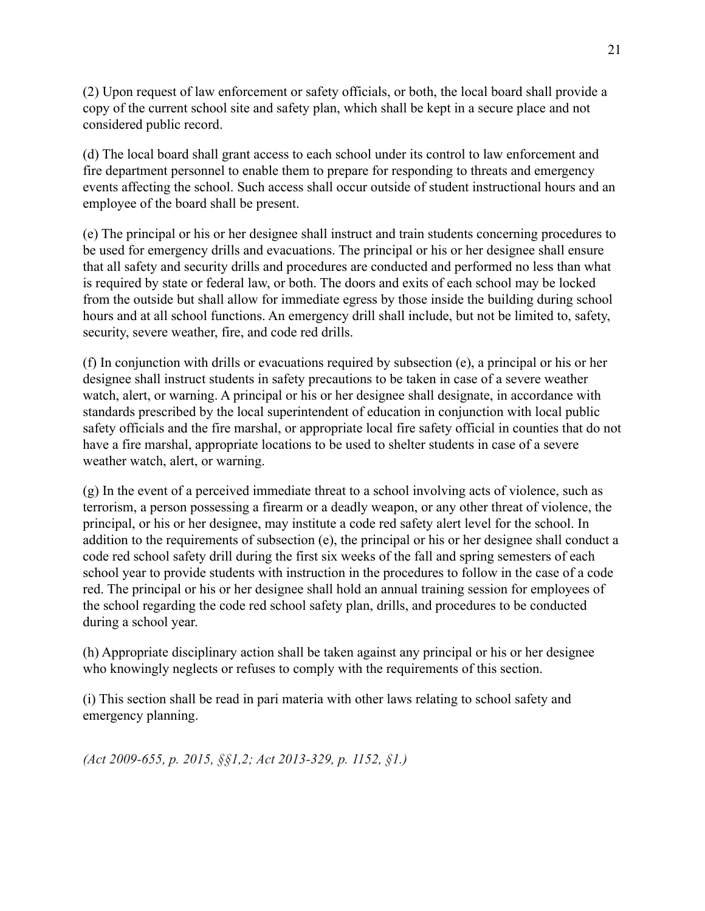(2) Upon request of law enforcement or safety officials, or both, the local board shall provide a copy of the current school site and safety plan, which shall be kept in a secure place and not considered public record.

(d) The local board shall grant access to each school under its control to law enforcement and fire department personnel to enable them to prepare for responding to threats and emergency events affecting the school. Such access shall occur outside of student instructional hours and an employee of the board shall be present.

(e) The principal or his or her designee shall instruct and train students concerning procedures to be used for emergency drills and evacuations. The principal or his or her designee shall ensure that all safety and security drills and procedures are conducted and performed no less than what is required by state or federal law, or both. The doors and exits of each school may be locked from the outside but shall allow for immediate egress by those inside the building during school hours and at all school functions. An emergency drill shall include, but not be limited to, safety, security, severe weather, fire, and code red drills.

(f) In conjunction with drills or evacuations required by subsection (e), a principal or his or her designee shall instruct students in safety precautions to be taken in case of a severe weather watch, alert, or warning. A principal or his or her designee shall designate, in accordance with standards prescribed by the local superintendent of education in conjunction with local public safety officials and the fire marshal, or appropriate local fire safety official in counties that do not have a fire marshal, appropriate locations to be used to shelter students in case of a severe weather watch, alert, or warning.

(g) In the event of a perceived immediate threat to a school involving acts of violence, such as terrorism, a person possessing a firearm or a deadly weapon, or any other threat of violence, the principal, or his or her designee, may institute a code red safety alert level for the school. In addition to the requirements of subsection (e), the principal or his or her designee shall conduct a code red school safety drill during the first six weeks of the fall and spring semesters of each school year to provide students with instruction in the procedures to follow in the case of a code red. The principal or his or her designee shall hold an annual training session for employees of the school regarding the code red school safety plan, drills, and procedures to be conducted during a school year.

(h) Appropriate disciplinary action shall be taken against any principal or his or her designee who knowingly neglects or refuses to comply with the requirements of this section.

(i) This section shall be read in pari materia with other laws relating to school safety and emergency planning.

*(Act 2009-655, p. 2015, §§1,2; Act 2013-329, p. 1152, §1.)*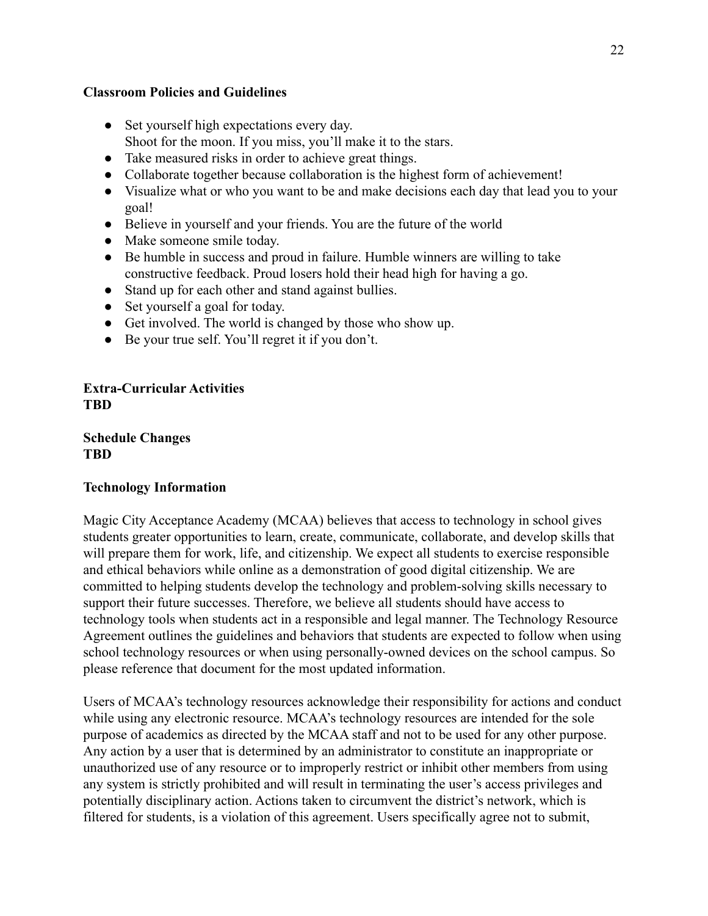**Classroom Policies and Guidelines**

- Set yourself high expectations every day.
  Shoot for the moon. If you miss, you'll make it to the stars.
- Take measured risks in order to achieve great things.
- Collaborate together because collaboration is the highest form of achievement!
- Visualize what or who you want to be and make decisions each day that lead you to your goal!
- Believe in yourself and your friends. You are the future of the world
- Make someone smile today.
- Be humble in success and proud in failure. Humble winners are willing to take constructive feedback. Proud losers hold their head high for having a go.
- Stand up for each other and stand against bullies.
- Set yourself a goal for today.
- Get involved. The world is changed by those who show up.
- Be your true self. You'll regret it if you don't.

**Extra-Curricular Activities**
**TBD**

**Schedule Changes**
**TBD**

**Technology Information**

Magic City Acceptance Academy (MCAA) believes that access to technology in school gives students greater opportunities to learn, create, communicate, collaborate, and develop skills that will prepare them for work, life, and citizenship. We expect all students to exercise responsible and ethical behaviors while online as a demonstration of good digital citizenship. We are committed to helping students develop the technology and problem-solving skills necessary to support their future successes. Therefore, we believe all students should have access to technology tools when students act in a responsible and legal manner. The Technology Resource Agreement outlines the guidelines and behaviors that students are expected to follow when using school technology resources or when using personally-owned devices on the school campus. So please reference that document for the most updated information.

Users of MCAA's technology resources acknowledge their responsibility for actions and conduct while using any electronic resource. MCAA's technology resources are intended for the sole purpose of academics as directed by the MCAA staff and not to be used for any other purpose. Any action by a user that is determined by an administrator to constitute an inappropriate or unauthorized use of any resource or to improperly restrict or inhibit other members from using any system is strictly prohibited and will result in terminating the user's access privileges and potentially disciplinary action. Actions taken to circumvent the district's network, which is filtered for students, is a violation of this agreement. Users specifically agree not to submit,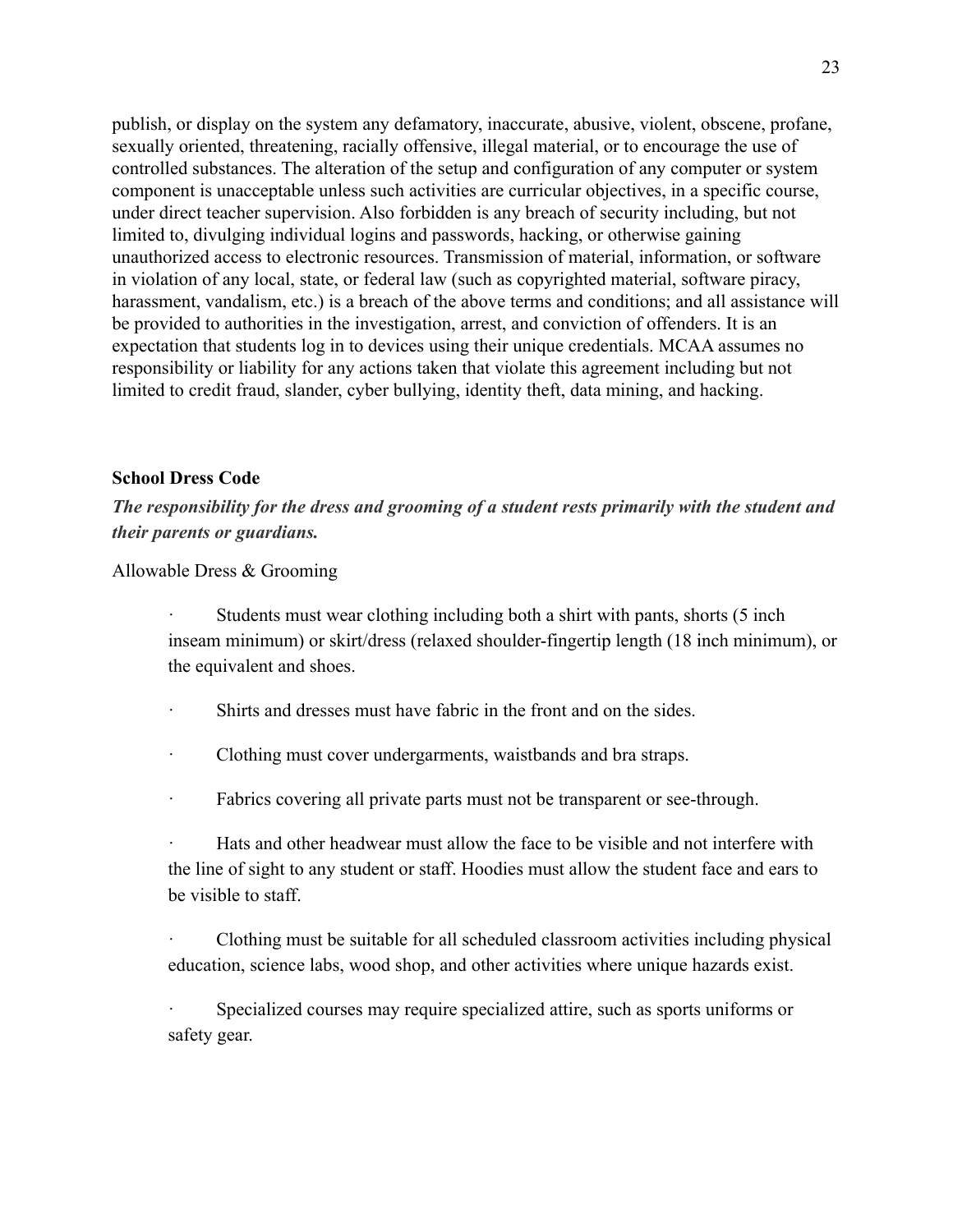publish, or display on the system any defamatory, inaccurate, abusive, violent, obscene, profane, sexually oriented, threatening, racially offensive, illegal material, or to encourage the use of controlled substances. The alteration of the setup and configuration of any computer or system component is unacceptable unless such activities are curricular objectives, in a specific course, under direct teacher supervision. Also forbidden is any breach of security including, but not limited to, divulging individual logins and passwords, hacking, or otherwise gaining unauthorized access to electronic resources. Transmission of material, information, or software in violation of any local, state, or federal law (such as copyrighted material, software piracy, harassment, vandalism, etc.) is a breach of the above terms and conditions; and all assistance will be provided to authorities in the investigation, arrest, and conviction of offenders. It is an expectation that students log in to devices using their unique credentials. MCAA assumes no responsibility or liability for any actions taken that violate this agreement including but not limited to credit fraud, slander, cyber bullying, identity theft, data mining, and hacking.

**School Dress Code**

***The responsibility for the dress and grooming of a student rests primarily with the student and their parents or guardians.***

Allowable Dress & Grooming

- Students must wear clothing including both a shirt with pants, shorts (5 inch inseam minimum) or skirt/dress (relaxed shoulder-fingertip length (18 inch minimum), or the equivalent and shoes.
- Shirts and dresses must have fabric in the front and on the sides.
- Clothing must cover undergarments, waistbands and bra straps.
- Fabrics covering all private parts must not be transparent or see-through.
- Hats and other headwear must allow the face to be visible and not interfere with the line of sight to any student or staff. Hoodies must allow the student face and ears to be visible to staff.
- Clothing must be suitable for all scheduled classroom activities including physical education, science labs, wood shop, and other activities where unique hazards exist.
- Specialized courses may require specialized attire, such as sports uniforms or safety gear.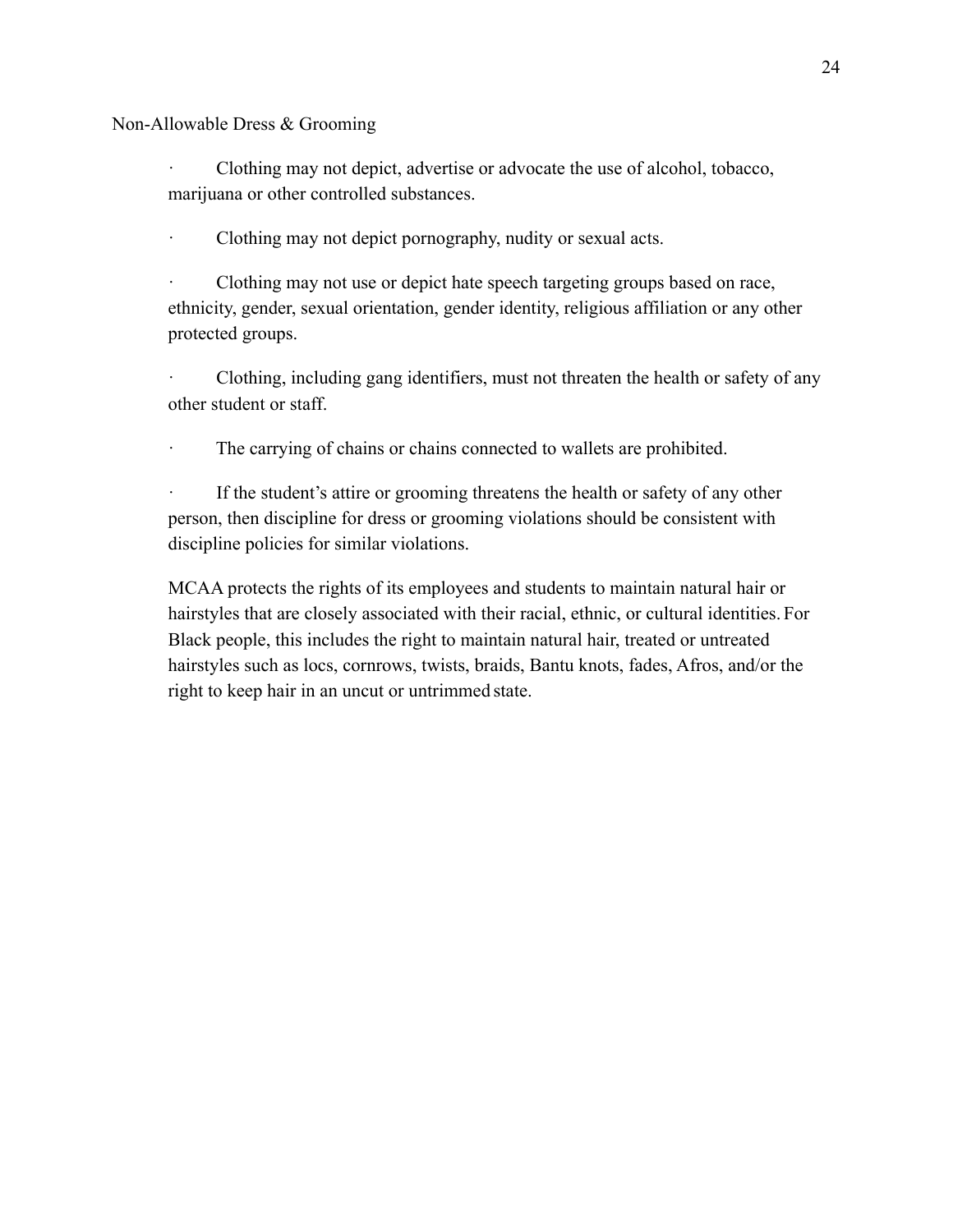Non-Allowable Dress & Grooming

- Clothing may not depict, advertise or advocate the use of alcohol, tobacco, marijuana or other controlled substances.
- Clothing may not depict pornography, nudity or sexual acts.
- Clothing may not use or depict hate speech targeting groups based on race, ethnicity, gender, sexual orientation, gender identity, religious affiliation or any other protected groups.
- Clothing, including gang identifiers, must not threaten the health or safety of any other student or staff.
- The carrying of chains or chains connected to wallets are prohibited.
- If the student's attire or grooming threatens the health or safety of any other person, then discipline for dress or grooming violations should be consistent with discipline policies for similar violations.

MCAA protects the rights of its employees and students to maintain natural hair or hairstyles that are closely associated with their racial, ethnic, or cultural identities. For Black people, this includes the right to maintain natural hair, treated or untreated hairstyles such as locs, cornrows, twists, braids, Bantu knots, fades, Afros, and/or the right to keep hair in an uncut or untrimmed state.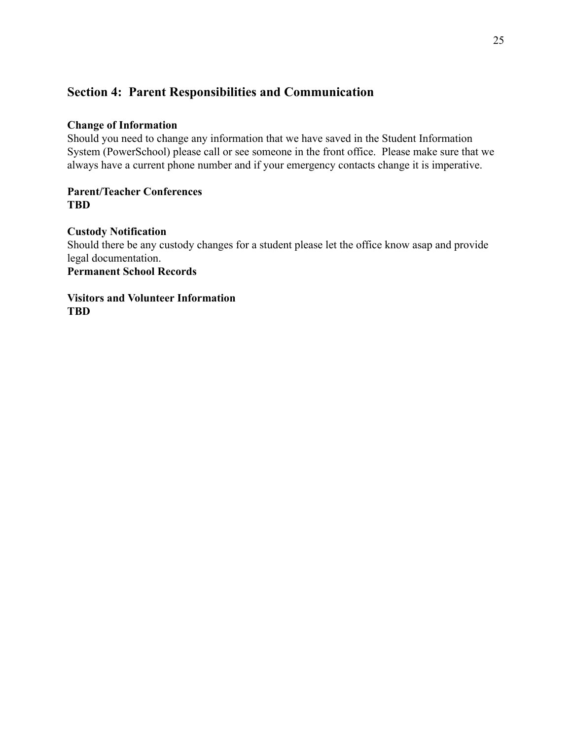## Section 4: Parent Responsibilities and Communication

**Change of Information**

Should you need to change any information that we have saved in the Student Information System (PowerSchool) please call or see someone in the front office. Please make sure that we always have a current phone number and if your emergency contacts change it is imperative.

**Parent/Teacher Conferences**

**TBD**

**Custody Notification**

Should there be any custody changes for a student please let the office know asap and provide legal documentation.

**Permanent School Records**

**Visitors and Volunteer Information**

**TBD**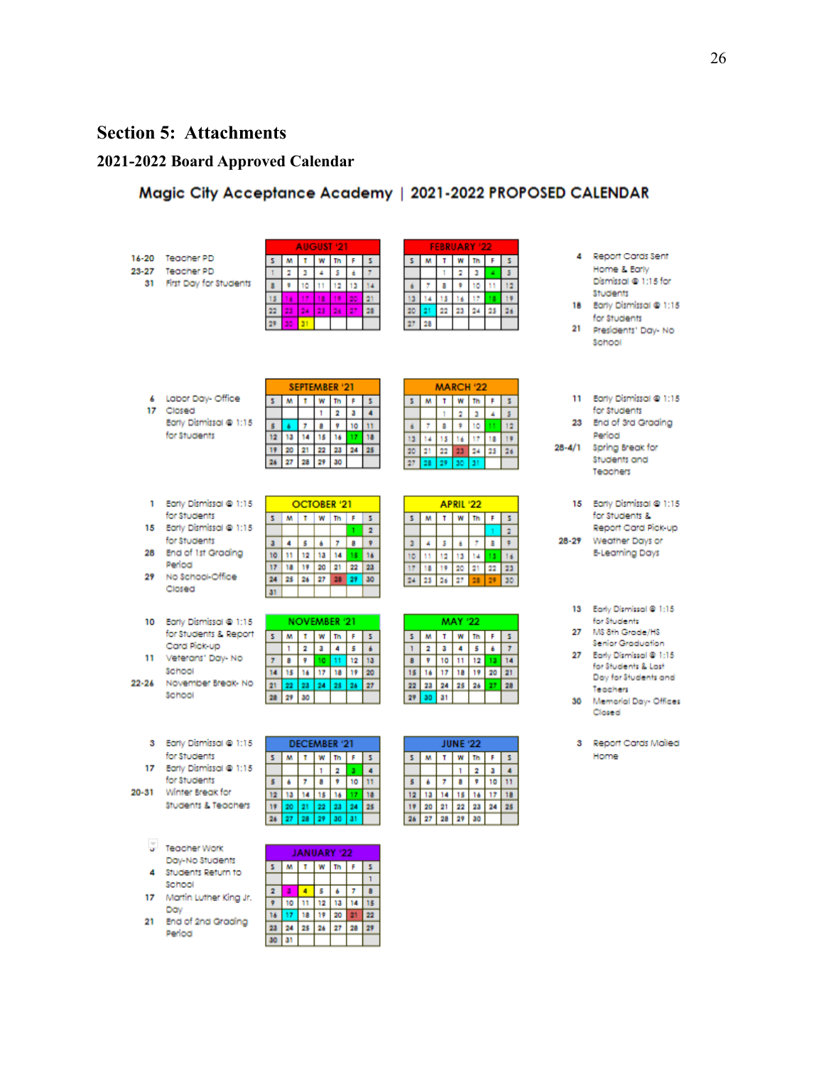## Section 5: Attachments

### 2021-2022 Board Approved Calendar

**Magic City Acceptance Academy | 2021-2022 PROPOSED CALENDAR**

**AUGUST '21**

| S | M | T | W | Th | F | S |
|---|---|---|---|---|---|---|
| 1 | 2 | 3 | 4 | 5 | 6 | 7 |
| 8 | 9 | 10 | 11 | 12 | 13 | 14 |
| 15 | 16 | 17 | 18 | 19 | 20 | 21 |
| 22 | 23 | 24 | 25 | 26 | 27 | 28 |
| 29 | 30 | 31 | | | | |

16-20 Teacher PD
23-27 Teacher PD
31 First Day for Students

**SEPTEMBER '21**

| S | M | T | W | Th | F | S |
|---|---|---|---|---|---|---|
| | | | 1 | 2 | 3 | 4 |
| 5 | 6 | 7 | 8 | 9 | 10 | 11 |
| 12 | 13 | 14 | 15 | 16 | 17 | 18 |
| 19 | 20 | 21 | 22 | 23 | 24 | 25 |
| 26 | 27 | 28 | 29 | 30 | | |

6 Labor Day- Office Closed
17 Early Dismissal @ 1:15 for Students

**OCTOBER '21**

| S | M | T | W | Th | F | S |
|---|---|---|---|---|---|---|
| | | | | | 1 | 2 |
| 3 | 4 | 5 | 6 | 7 | 8 | 9 |
| 10 | 11 | 12 | 13 | 14 | 15 | 16 |
| 17 | 18 | 19 | 20 | 21 | 22 | 23 |
| 24 | 25 | 26 | 27 | 28 | 29 | 30 |
| 31 | | | | | | |

1 Early Dismissal @ 1:15 for Students
15 Early Dismissal @ 1:15 for Students
28 End of 1st Grading Period
29 No School-Office Closed

**NOVEMBER '21**

| S | M | T | W | Th | F | S |
|---|---|---|---|---|---|---|
| | 1 | 2 | 3 | 4 | 5 | 6 |
| 7 | 8 | 9 | 10 | 11 | 12 | 13 |
| 14 | 15 | 16 | 17 | 18 | 19 | 20 |
| 21 | 22 | 23 | 24 | 25 | 26 | 27 |
| 28 | 29 | 30 | | | | |

10 Early Dismissal @ 1:15 for Students & Report Card Pick-up
11 Veterans' Day- No School
22-26 November Break- No School

**DECEMBER '21**

| S | M | T | W | Th | F | S |
|---|---|---|---|---|---|---|
| | | | 1 | 2 | 3 | 4 |
| 5 | 6 | 7 | 8 | 9 | 10 | 11 |
| 12 | 13 | 14 | 15 | 16 | 17 | 18 |
| 19 | 20 | 21 | 22 | 23 | 24 | 25 |
| 26 | 27 | 28 | 29 | 30 | 31 | |

3 Early Dismissal @ 1:15 for Students
17 Early Dismissal @ 1:15 for Students
20-31 Winter Break for Students & Teachers

**JANUARY '22**

| S | M | T | W | Th | F | S |
|---|---|---|---|---|---|---|
| | | | | | | 1 |
| 2 | 3 | 4 | 5 | 6 | 7 | 8 |
| 9 | 10 | 11 | 12 | 13 | 14 | 15 |
| 16 | 17 | 18 | 19 | 20 | 21 | 22 |
| 23 | 24 | 25 | 26 | 27 | 28 | 29 |
| 30 | 31 | | | | | |

3 Teacher Work Day-No Students
4 Students Return to School
17 Martin Luther King Jr. Day
21 End of 2nd Grading Period

**FEBRUARY '22**

| S | M | T | W | Th | F | S |
|---|---|---|---|---|---|---|
| | | 1 | 2 | 3 | 4 | 5 |
| 6 | 7 | 8 | 9 | 10 | 11 | 12 |
| 13 | 14 | 15 | 16 | 17 | 18 | 19 |
| 20 | 21 | 22 | 23 | 24 | 25 | 26 |
| 27 | 28 | | | | | |

4 Report Cards Sent Home & Early Dismissal @ 1:15 for Students
18 Early Dismissal @ 1:15 for Students
21 Presidents' Day- No School

**MARCH '22**

| S | M | T | W | Th | F | S |
|---|---|---|---|---|---|---|
| | | 1 | 2 | 3 | 4 | 5 |
| 6 | 7 | 8 | 9 | 10 | 11 | 12 |
| 13 | 14 | 15 | 16 | 17 | 18 | 19 |
| 20 | 21 | 22 | 23 | 24 | 25 | 26 |
| 27 | 28 | 29 | 30 | 31 | | |

11 Early Dismissal @ 1:15 for Students
23 End of 3rd Grading Period
28-4/1 Spring Break for Students and Teachers

**APRIL '22**

| S | M | T | W | Th | F | S |
|---|---|---|---|---|---|---|
| | | | | | 1 | 2 |
| 3 | 4 | 5 | 6 | 7 | 8 | 9 |
| 10 | 11 | 12 | 13 | 14 | 15 | 16 |
| 17 | 18 | 19 | 20 | 21 | 22 | 23 |
| 24 | 25 | 26 | 27 | 28 | 29 | 30 |

15 Early Dismissal @ 1:15 for Students & Report Card Pick-up
28-29 Weather Days or E-Learning Days

**MAY '22**

| S | M | T | W | Th | F | S |
|---|---|---|---|---|---|---|
| 1 | 2 | 3 | 4 | 5 | 6 | 7 |
| 8 | 9 | 10 | 11 | 12 | 13 | 14 |
| 15 | 16 | 17 | 18 | 19 | 20 | 21 |
| 22 | 23 | 24 | 25 | 26 | 27 | 28 |
| 29 | 30 | 31 | | | | |

13 Early Dismissal @ 1:15 for Students
27 MS 8th Grade/HS Senior Graduation
27 Early Dismissal @ 1:15 for Students & Last Day for Students and Teachers
30 Memorial Day- Offices Closed

**JUNE '22**

| S | M | T | W | Th | F | S |
|---|---|---|---|---|---|---|
| | | | 1 | 2 | 3 | 4 |
| 5 | 6 | 7 | 8 | 9 | 10 | 11 |
| 12 | 13 | 14 | 15 | 16 | 17 | 18 |
| 19 | 20 | 21 | 22 | 23 | 24 | 25 |
| 26 | 27 | 28 | 29 | 30 | | |

3 Report Cards Mailed Home